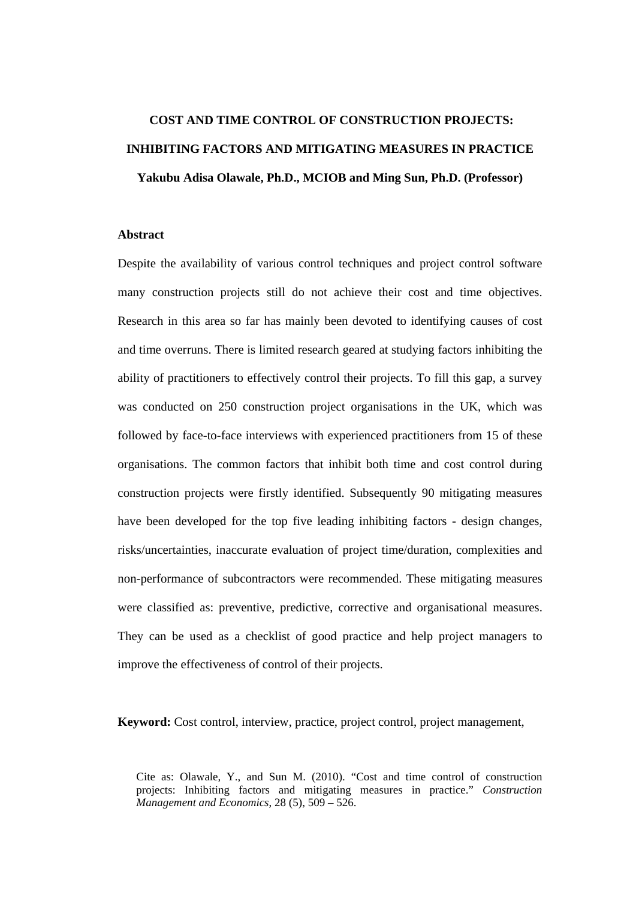# COST AND TIME CONTROL OF CONSTRUCTION PROJECTS: INHIBITING FACTORS AND MITIGATING MEASURES IN PRACTICE

**Yakubu Adisa Olawale, Ph.D., MCIOB and Ming Sun, Ph.D. (Professor)**

## Abstract

Despite the availability of various control techniques and project control software many construction projects still do not achieve their cost and time objectives. Research in this area so far has mainly been devoted to identifying causes of cost and time overruns. There is limited research geared at studying factors inhibiting the ability of practitioners to effectively control their projects. To fill this gap, a survey was conducted on 250 construction project organisations in the UK, which was followed by face-to-face interviews with experienced practitioners from 15 of these organisations. The common factors that inhibit both time and cost control during construction projects were firstly identified. Subsequently 90 mitigating measures have been developed for the top five leading inhibiting factors - design changes, risks/uncertainties, inaccurate evaluation of project time/duration, complexities and non-performance of subcontractors were recommended. These mitigating measures were classified as: preventive, predictive, corrective and organisational measures. They can be used as a checklist of good practice and help project managers to improve the effectiveness of control of their projects.

**Keyword:** Cost control, interview, practice, project control, project management,

Cite as: Olawale, Y., and Sun M. (2010). "Cost and time control of construction projects: Inhibiting factors and mitigating measures in practice." *Construction Management and Economics*, 28 (5), 509 – 526.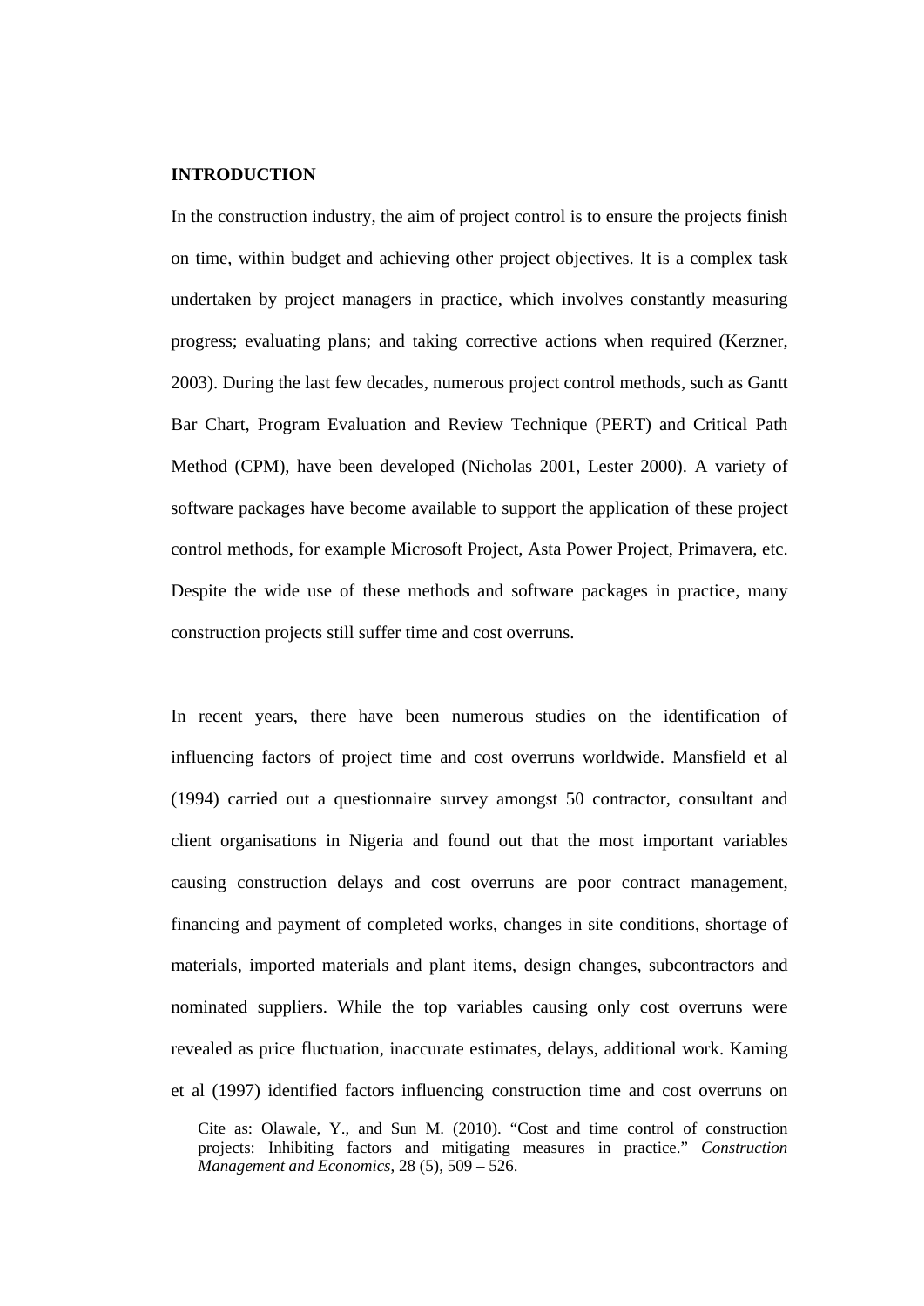**INTRODUCTION**

In the construction industry, the aim of project control is to ensure the projects finish on time, within budget and achieving other project objectives. It is a complex task undertaken by project managers in practice, which involves constantly measuring progress; evaluating plans; and taking corrective actions when required (Kerzner, 2003). During the last few decades, numerous project control methods, such as Gantt Bar Chart, Program Evaluation and Review Technique (PERT) and Critical Path Method (CPM), have been developed (Nicholas 2001, Lester 2000). A variety of software packages have become available to support the application of these project control methods, for example Microsoft Project, Asta Power Project, Primavera, etc. Despite the wide use of these methods and software packages in practice, many construction projects still suffer time and cost overruns.

In recent years, there have been numerous studies on the identification of influencing factors of project time and cost overruns worldwide. Mansfield et al (1994) carried out a questionnaire survey amongst 50 contractor, consultant and client organisations in Nigeria and found out that the most important variables causing construction delays and cost overruns are poor contract management, financing and payment of completed works, changes in site conditions, shortage of materials, imported materials and plant items, design changes, subcontractors and nominated suppliers. While the top variables causing only cost overruns were revealed as price fluctuation, inaccurate estimates, delays, additional work. Kaming et al (1997) identified factors influencing construction time and cost overruns on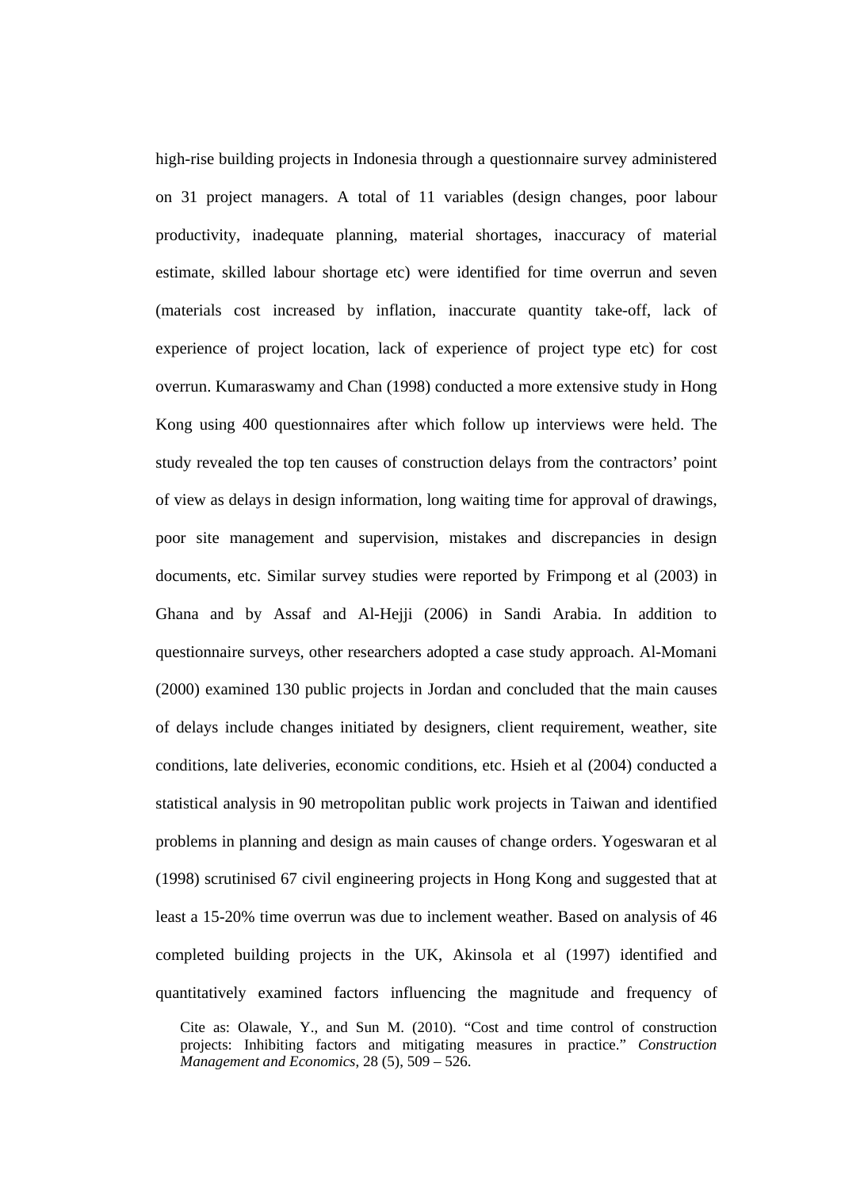high-rise building projects in Indonesia through a questionnaire survey administered on 31 project managers. A total of 11 variables (design changes, poor labour productivity, inadequate planning, material shortages, inaccuracy of material estimate, skilled labour shortage etc) were identified for time overrun and seven (materials cost increased by inflation, inaccurate quantity take-off, lack of experience of project location, lack of experience of project type etc) for cost overrun. Kumaraswamy and Chan (1998) conducted a more extensive study in Hong Kong using 400 questionnaires after which follow up interviews were held. The study revealed the top ten causes of construction delays from the contractors' point of view as delays in design information, long waiting time for approval of drawings, poor site management and supervision, mistakes and discrepancies in design documents, etc. Similar survey studies were reported by Frimpong et al (2003) in Ghana and by Assaf and Al-Hejji (2006) in Sandi Arabia. In addition to questionnaire surveys, other researchers adopted a case study approach. Al-Momani (2000) examined 130 public projects in Jordan and concluded that the main causes of delays include changes initiated by designers, client requirement, weather, site conditions, late deliveries, economic conditions, etc. Hsieh et al (2004) conducted a statistical analysis in 90 metropolitan public work projects in Taiwan and identified problems in planning and design as main causes of change orders. Yogeswaran et al (1998) scrutinised 67 civil engineering projects in Hong Kong and suggested that at least a 15-20% time overrun was due to inclement weather. Based on analysis of 46 completed building projects in the UK, Akinsola et al (1997) identified and quantitatively examined factors influencing the magnitude and frequency of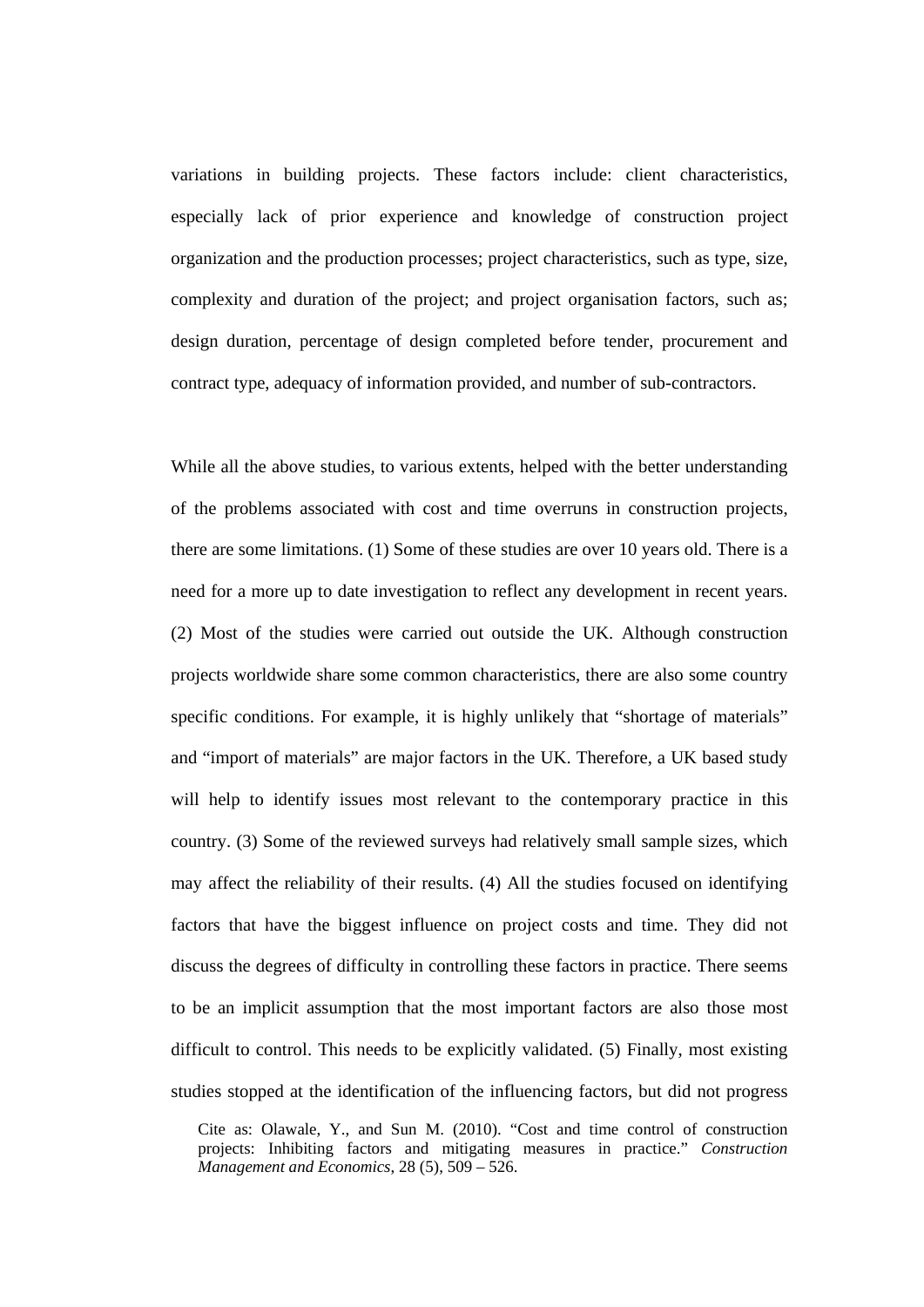variations in building projects. These factors include: client characteristics, especially lack of prior experience and knowledge of construction project organization and the production processes; project characteristics, such as type, size, complexity and duration of the project; and project organisation factors, such as; design duration, percentage of design completed before tender, procurement and contract type, adequacy of information provided, and number of sub-contractors.

While all the above studies, to various extents, helped with the better understanding of the problems associated with cost and time overruns in construction projects, there are some limitations. (1) Some of these studies are over 10 years old. There is a need for a more up to date investigation to reflect any development in recent years. (2) Most of the studies were carried out outside the UK. Although construction projects worldwide share some common characteristics, there are also some country specific conditions. For example, it is highly unlikely that "shortage of materials" and "import of materials" are major factors in the UK. Therefore, a UK based study will help to identify issues most relevant to the contemporary practice in this country. (3) Some of the reviewed surveys had relatively small sample sizes, which may affect the reliability of their results. (4) All the studies focused on identifying factors that have the biggest influence on project costs and time. They did not discuss the degrees of difficulty in controlling these factors in practice. There seems to be an implicit assumption that the most important factors are also those most difficult to control. This needs to be explicitly validated. (5) Finally, most existing studies stopped at the identification of the influencing factors, but did not progress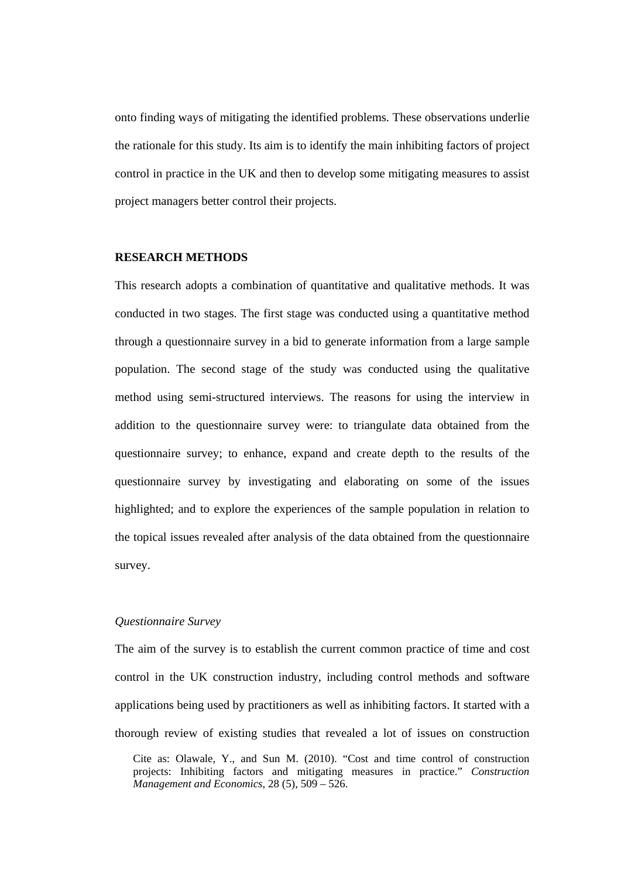onto finding ways of mitigating the identified problems. These observations underlie the rationale for this study. Its aim is to identify the main inhibiting factors of project control in practice in the UK and then to develop some mitigating measures to assist project managers better control their projects.

## RESEARCH METHODS

This research adopts a combination of quantitative and qualitative methods. It was conducted in two stages. The first stage was conducted using a quantitative method through a questionnaire survey in a bid to generate information from a large sample population. The second stage of the study was conducted using the qualitative method using semi-structured interviews. The reasons for using the interview in addition to the questionnaire survey were: to triangulate data obtained from the questionnaire survey; to enhance, expand and create depth to the results of the questionnaire survey by investigating and elaborating on some of the issues highlighted; and to explore the experiences of the sample population in relation to the topical issues revealed after analysis of the data obtained from the questionnaire survey.

### *Questionnaire Survey*

The aim of the survey is to establish the current common practice of time and cost control in the UK construction industry, including control methods and software applications being used by practitioners as well as inhibiting factors. It started with a thorough review of existing studies that revealed a lot of issues on construction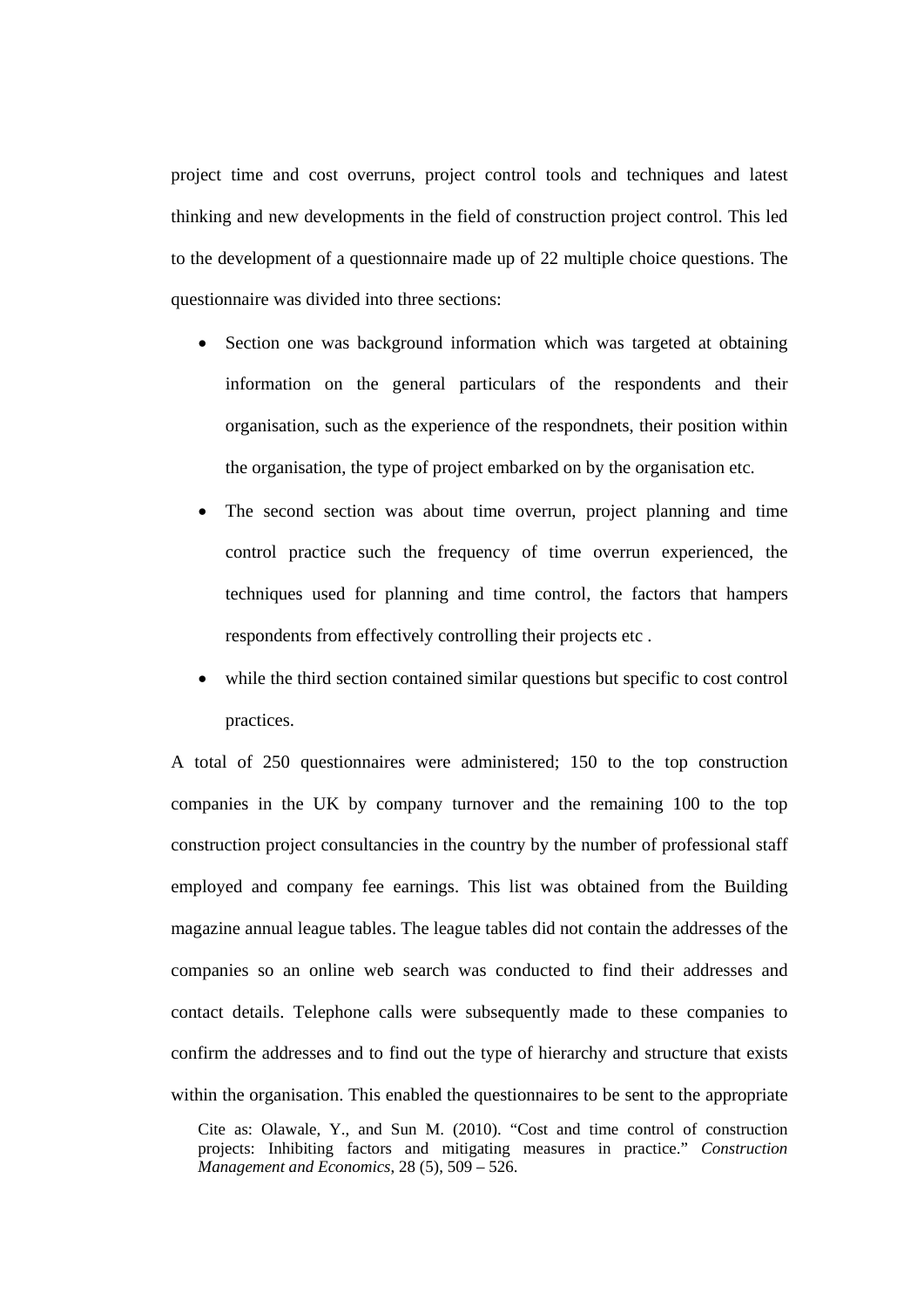project time and cost overruns, project control tools and techniques and latest thinking and new developments in the field of construction project control. This led to the development of a questionnaire made up of 22 multiple choice questions. The questionnaire was divided into three sections:

- Section one was background information which was targeted at obtaining information on the general particulars of the respondents and their organisation, such as the experience of the respondnets, their position within the organisation, the type of project embarked on by the organisation etc.
- The second section was about time overrun, project planning and time control practice such the frequency of time overrun experienced, the techniques used for planning and time control, the factors that hampers respondents from effectively controlling their projects etc .
- while the third section contained similar questions but specific to cost control practices.

A total of 250 questionnaires were administered; 150 to the top construction companies in the UK by company turnover and the remaining 100 to the top construction project consultancies in the country by the number of professional staff employed and company fee earnings. This list was obtained from the Building magazine annual league tables. The league tables did not contain the addresses of the companies so an online web search was conducted to find their addresses and contact details. Telephone calls were subsequently made to these companies to confirm the addresses and to find out the type of hierarchy and structure that exists within the organisation. This enabled the questionnaires to be sent to the appropriate

Cite as: Olawale, Y., and Sun M. (2010). "Cost and time control of construction projects: Inhibiting factors and mitigating measures in practice." *Construction Management and Economics*, 28 (5), 509 – 526.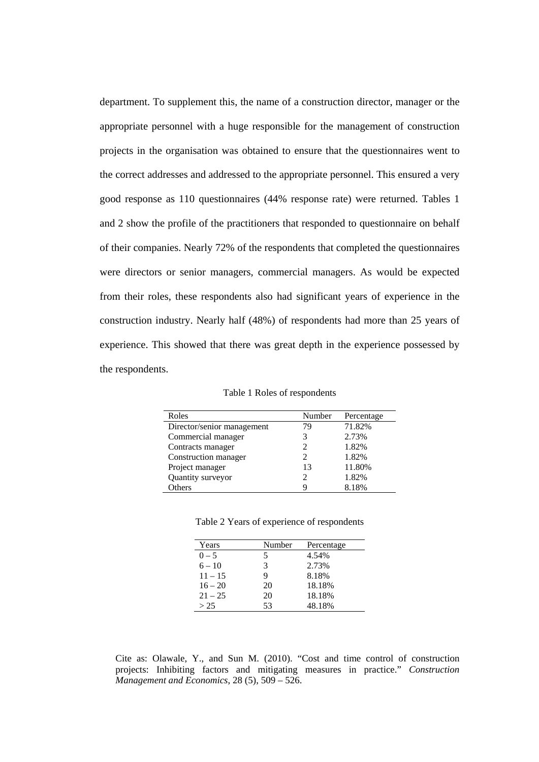department. To supplement this, the name of a construction director, manager or the appropriate personnel with a huge responsible for the management of construction projects in the organisation was obtained to ensure that the questionnaires went to the correct addresses and addressed to the appropriate personnel. This ensured a very good response as 110 questionnaires (44% response rate) were returned. Tables 1 and 2 show the profile of the practitioners that responded to questionnaire on behalf of their companies. Nearly 72% of the respondents that completed the questionnaires were directors or senior managers, commercial managers. As would be expected from their roles, these respondents also had significant years of experience in the construction industry. Nearly half (48%) of respondents had more than 25 years of experience. This showed that there was great depth in the experience possessed by the respondents.

Table 1 Roles of respondents

| Roles | Number | Percentage |
|---|---|---|
| Director/senior management | 79 | 71.82% |
| Commercial manager | 3 | 2.73% |
| Contracts manager | 2 | 1.82% |
| Construction manager | 2 | 1.82% |
| Project manager | 13 | 11.80% |
| Quantity surveyor | 2 | 1.82% |
| Others | 9 | 8.18% |

Table 2 Years of experience of respondents

| Years | Number | Percentage |
|---|---|---|
| 0 – 5 | 5 | 4.54% |
| 6 – 10 | 3 | 2.73% |
| 11 – 15 | 9 | 8.18% |
| 16 – 20 | 20 | 18.18% |
| 21 – 25 | 20 | 18.18% |
| > 25 | 53 | 48.18% |

Cite as: Olawale, Y., and Sun M. (2010). "Cost and time control of construction projects: Inhibiting factors and mitigating measures in practice." *Construction Management and Economics*, 28 (5), 509 – 526.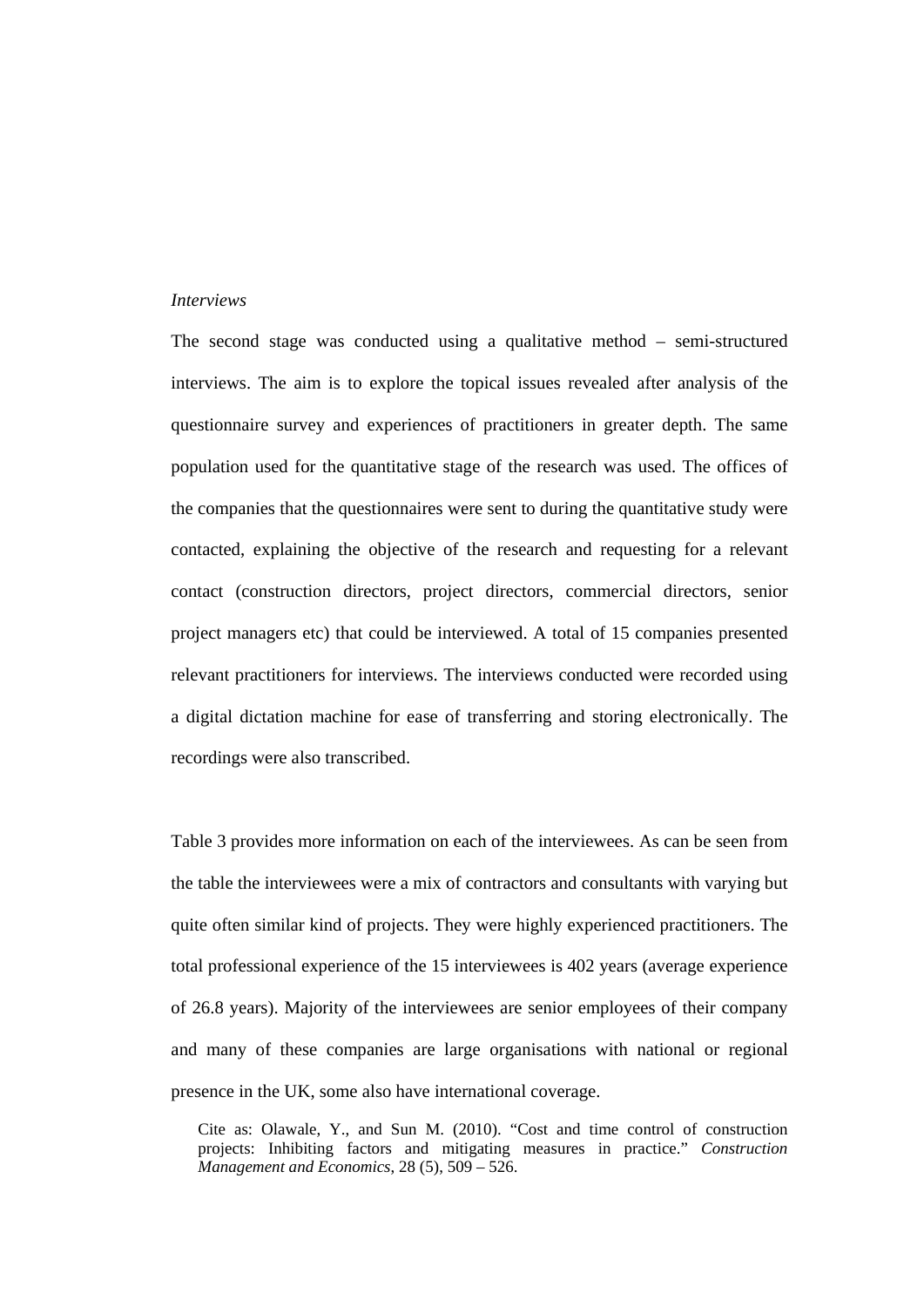*Interviews*

The second stage was conducted using a qualitative method – semi-structured interviews. The aim is to explore the topical issues revealed after analysis of the questionnaire survey and experiences of practitioners in greater depth. The same population used for the quantitative stage of the research was used. The offices of the companies that the questionnaires were sent to during the quantitative study were contacted, explaining the objective of the research and requesting for a relevant contact (construction directors, project directors, commercial directors, senior project managers etc) that could be interviewed. A total of 15 companies presented relevant practitioners for interviews. The interviews conducted were recorded using a digital dictation machine for ease of transferring and storing electronically. The recordings were also transcribed.

Table 3 provides more information on each of the interviewees. As can be seen from the table the interviewees were a mix of contractors and consultants with varying but quite often similar kind of projects. They were highly experienced practitioners. The total professional experience of the 15 interviewees is 402 years (average experience of 26.8 years). Majority of the interviewees are senior employees of their company and many of these companies are large organisations with national or regional presence in the UK, some also have international coverage.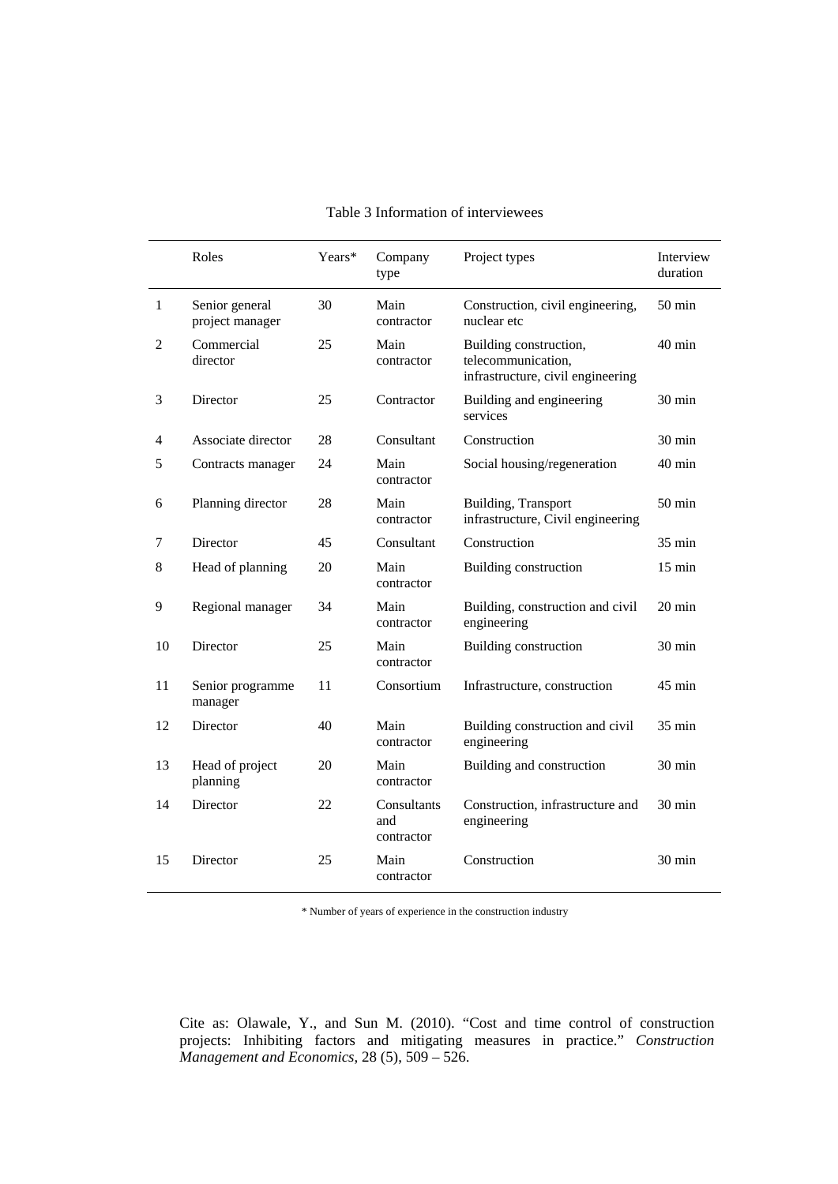Table 3 Information of interviewees

| | Roles | Years* | Company type | Project types | Interview duration |
|---|---|---|---|---|---|
| 1 | Senior general project manager | 30 | Main contractor | Construction, civil engineering, nuclear etc | 50 min |
| 2 | Commercial director | 25 | Main contractor | Building construction, telecommunication, infrastructure, civil engineering | 40 min |
| 3 | Director | 25 | Contractor | Building and engineering services | 30 min |
| 4 | Associate director | 28 | Consultant | Construction | 30 min |
| 5 | Contracts manager | 24 | Main contractor | Social housing/regeneration | 40 min |
| 6 | Planning director | 28 | Main contractor | Building, Transport infrastructure, Civil engineering | 50 min |
| 7 | Director | 45 | Consultant | Construction | 35 min |
| 8 | Head of planning | 20 | Main contractor | Building construction | 15 min |
| 9 | Regional manager | 34 | Main contractor | Building, construction and civil engineering | 20 min |
| 10 | Director | 25 | Main contractor | Building construction | 30 min |
| 11 | Senior programme manager | 11 | Consortium | Infrastructure, construction | 45 min |
| 12 | Director | 40 | Main contractor | Building construction and civil engineering | 35 min |
| 13 | Head of project planning | 20 | Main contractor | Building and construction | 30 min |
| 14 | Director | 22 | Consultants and contractor | Construction, infrastructure and engineering | 30 min |
| 15 | Director | 25 | Main contractor | Construction | 30 min |

\* Number of years of experience in the construction industry

Cite as: Olawale, Y., and Sun M. (2010). "Cost and time control of construction projects: Inhibiting factors and mitigating measures in practice." *Construction Management and Economics*, 28 (5), 509 – 526.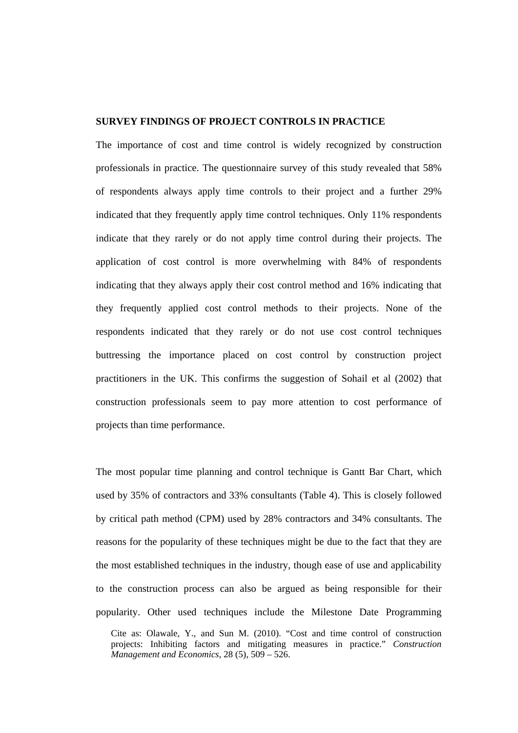**SURVEY FINDINGS OF PROJECT CONTROLS IN PRACTICE**

The importance of cost and time control is widely recognized by construction professionals in practice. The questionnaire survey of this study revealed that 58% of respondents always apply time controls to their project and a further 29% indicated that they frequently apply time control techniques. Only 11% respondents indicate that they rarely or do not apply time control during their projects. The application of cost control is more overwhelming with 84% of respondents indicating that they always apply their cost control method and 16% indicating that they frequently applied cost control methods to their projects. None of the respondents indicated that they rarely or do not use cost control techniques buttressing the importance placed on cost control by construction project practitioners in the UK. This confirms the suggestion of Sohail et al (2002) that construction professionals seem to pay more attention to cost performance of projects than time performance.

The most popular time planning and control technique is Gantt Bar Chart, which used by 35% of contractors and 33% consultants (Table 4). This is closely followed by critical path method (CPM) used by 28% contractors and 34% consultants. The reasons for the popularity of these techniques might be due to the fact that they are the most established techniques in the industry, though ease of use and applicability to the construction process can also be argued as being responsible for their popularity. Other used techniques include the Milestone Date Programming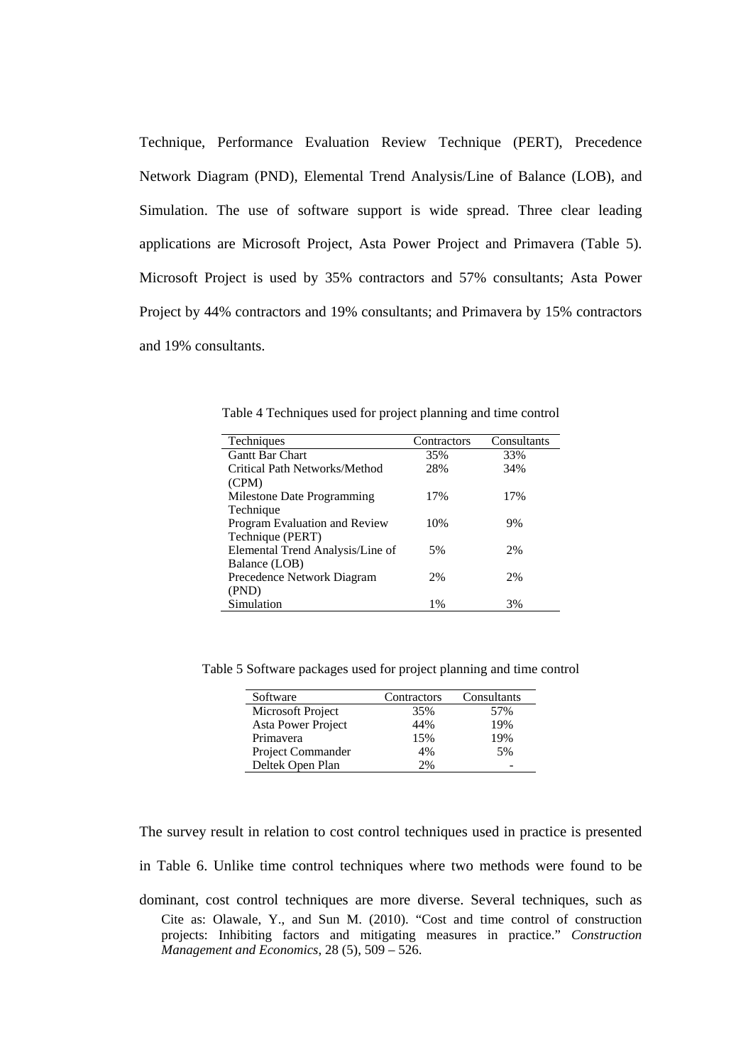Technique, Performance Evaluation Review Technique (PERT), Precedence Network Diagram (PND), Elemental Trend Analysis/Line of Balance (LOB), and Simulation. The use of software support is wide spread. Three clear leading applications are Microsoft Project, Asta Power Project and Primavera (Table 5). Microsoft Project is used by 35% contractors and 57% consultants; Asta Power Project by 44% contractors and 19% consultants; and Primavera by 15% contractors and 19% consultants.

Table 4 Techniques used for project planning and time control

| Techniques | Contractors | Consultants |
|---|---|---|
| Gantt Bar Chart | 35% | 33% |
| Critical Path Networks/Method (CPM) | 28% | 34% |
| Milestone Date Programming Technique | 17% | 17% |
| Program Evaluation and Review Technique (PERT) | 10% | 9% |
| Elemental Trend Analysis/Line of Balance (LOB) | 5% | 2% |
| Precedence Network Diagram (PND) | 2% | 2% |
| Simulation | 1% | 3% |

Table 5 Software packages used for project planning and time control

| Software | Contractors | Consultants |
|---|---|---|
| Microsoft Project | 35% | 57% |
| Asta Power Project | 44% | 19% |
| Primavera | 15% | 19% |
| Project Commander | 4% | 5% |
| Deltek Open Plan | 2% | - |

The survey result in relation to cost control techniques used in practice is presented in Table 6. Unlike time control techniques where two methods were found to be dominant, cost control techniques are more diverse. Several techniques, such as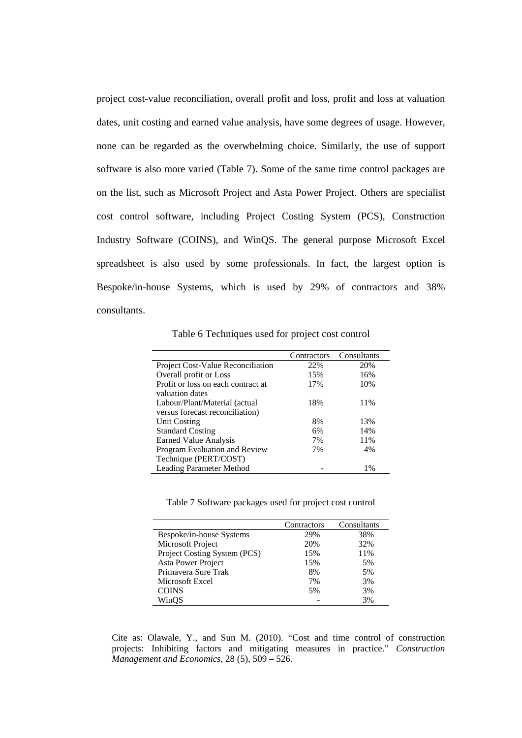project cost-value reconciliation, overall profit and loss, profit and loss at valuation dates, unit costing and earned value analysis, have some degrees of usage. However, none can be regarded as the overwhelming choice. Similarly, the use of support software is also more varied (Table 7). Some of the same time control packages are on the list, such as Microsoft Project and Asta Power Project. Others are specialist cost control software, including Project Costing System (PCS), Construction Industry Software (COINS), and WinQS. The general purpose Microsoft Excel spreadsheet is also used by some professionals. In fact, the largest option is Bespoke/in-house Systems, which is used by 29% of contractors and 38% consultants.

Table 6 Techniques used for project cost control

| | Contractors | Consultants |
|---|---|---|
| Project Cost-Value Reconciliation | 22% | 20% |
| Overall profit or Loss | 15% | 16% |
| Profit or loss on each contract at valuation dates | 17% | 10% |
| Labour/Plant/Material (actual versus forecast reconciliation) | 18% | 11% |
| Unit Costing | 8% | 13% |
| Standard Costing | 6% | 14% |
| Earned Value Analysis | 7% | 11% |
| Program Evaluation and Review Technique (PERT/COST) | 7% | 4% |
| Leading Parameter Method | - | 1% |

Table 7 Software packages used for project cost control

| | Contractors | Consultants |
|---|---|---|
| Bespoke/in-house Systems | 29% | 38% |
| Microsoft Project | 20% | 32% |
| Project Costing System (PCS) | 15% | 11% |
| Asta Power Project | 15% | 5% |
| Primavera Sure Trak | 8% | 5% |
| Microsoft Excel | 7% | 3% |
| COINS | 5% | 3% |
| WinQS | - | 3% |

Cite as: Olawale, Y., and Sun M. (2010). "Cost and time control of construction projects: Inhibiting factors and mitigating measures in practice." *Construction Management and Economics*, 28 (5), 509 – 526.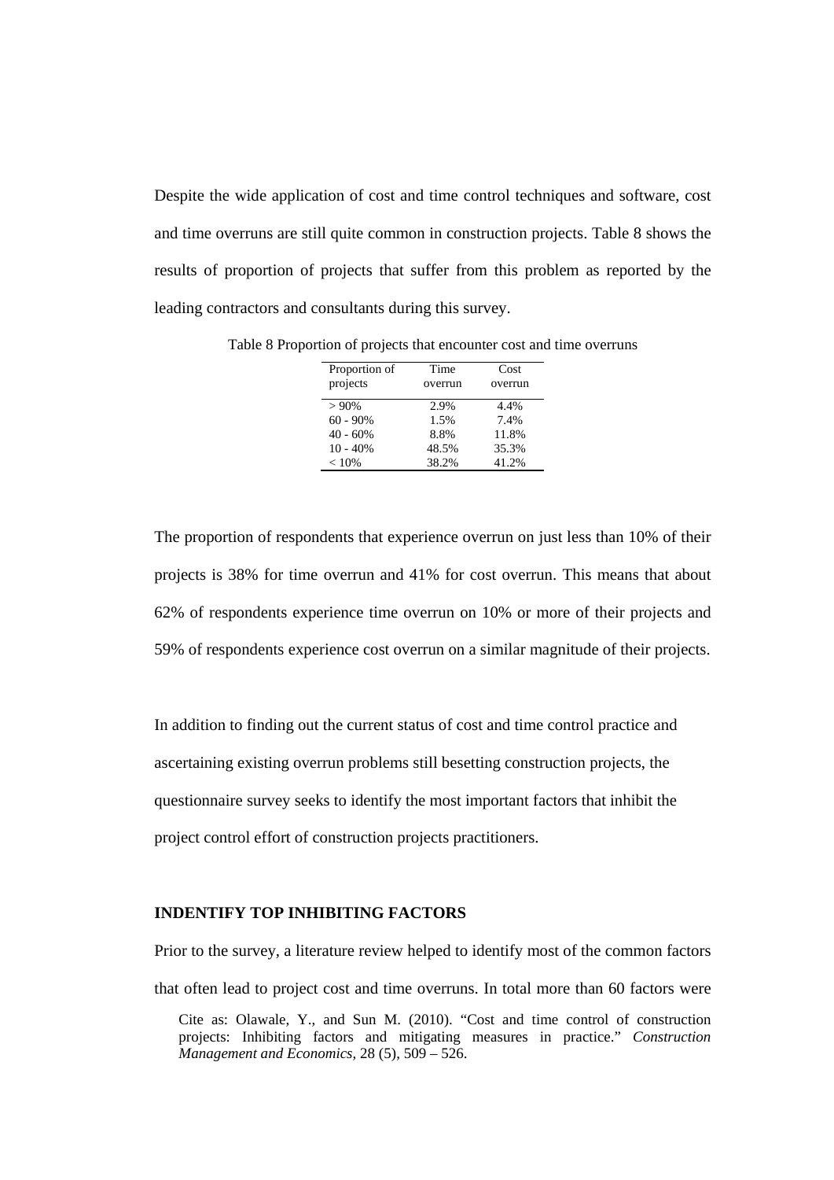Despite the wide application of cost and time control techniques and software, cost and time overruns are still quite common in construction projects. Table 8 shows the results of proportion of projects that suffer from this problem as reported by the leading contractors and consultants during this survey.

Table 8 Proportion of projects that encounter cost and time overruns

| Proportion of projects | Time overrun | Cost overrun |
|---|---|---|
| > 90% | 2.9% | 4.4% |
| 60 - 90% | 1.5% | 7.4% |
| 40 - 60% | 8.8% | 11.8% |
| 10 - 40% | 48.5% | 35.3% |
| < 10% | 38.2% | 41.2% |

The proportion of respondents that experience overrun on just less than 10% of their projects is 38% for time overrun and 41% for cost overrun. This means that about 62% of respondents experience time overrun on 10% or more of their projects and 59% of respondents experience cost overrun on a similar magnitude of their projects.

In addition to finding out the current status of cost and time control practice and ascertaining existing overrun problems still besetting construction projects, the questionnaire survey seeks to identify the most important factors that inhibit the project control effort of construction projects practitioners.

**INDENTIFY TOP INHIBITING FACTORS**

Prior to the survey, a literature review helped to identify most of the common factors that often lead to project cost and time overruns. In total more than 60 factors were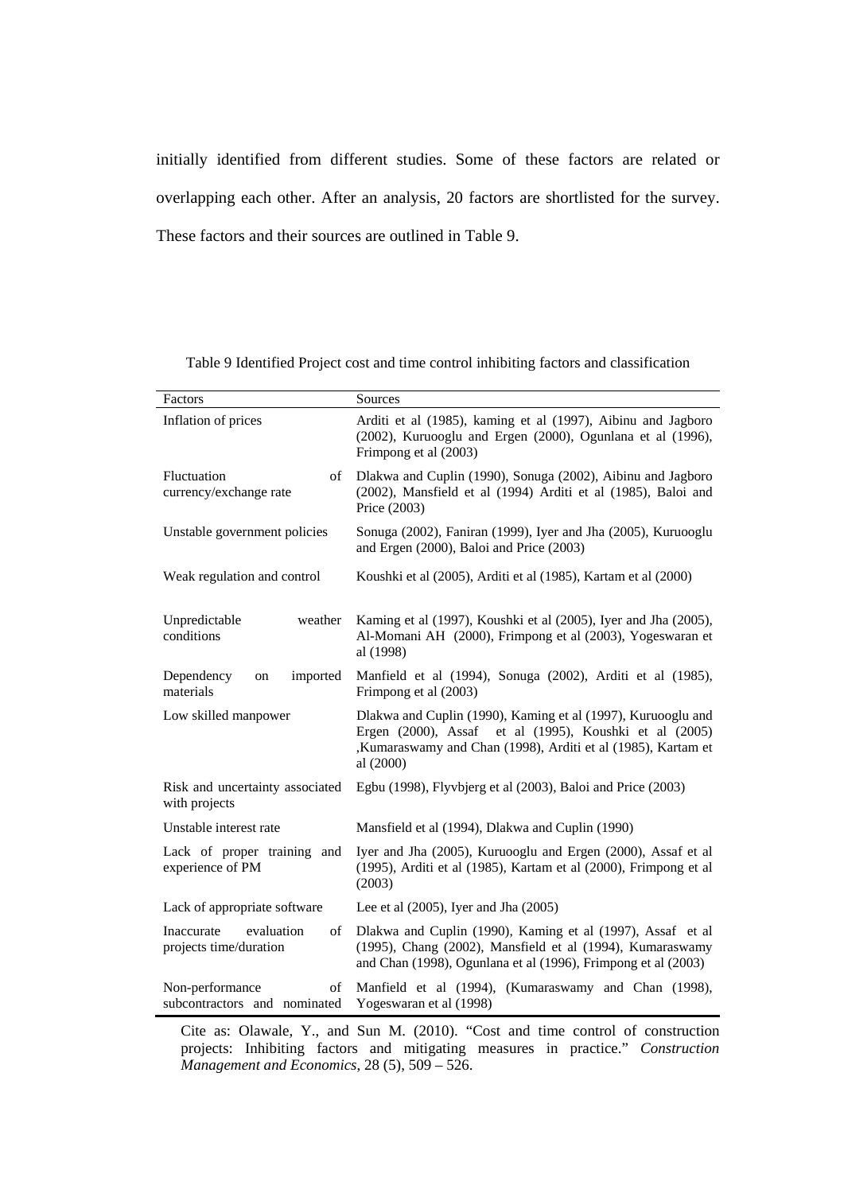initially identified from different studies. Some of these factors are related or overlapping each other. After an analysis, 20 factors are shortlisted for the survey. These factors and their sources are outlined in Table 9.

Table 9 Identified Project cost and time control inhibiting factors and classification

| Factors | Sources |
|---|---|
| Inflation of prices | Arditi et al (1985), kaming et al (1997), Aibinu and Jagboro (2002), Kuruooglu and Ergen (2000), Ogunlana et al (1996), Frimpong et al (2003) |
| Fluctuation of currency/exchange rate | Dlakwa and Cuplin (1990), Sonuga (2002), Aibinu and Jagboro (2002), Mansfield et al (1994) Arditi et al (1985), Baloi and Price (2003) |
| Unstable government policies | Sonuga (2002), Faniran (1999), Iyer and Jha (2005), Kuruooglu and Ergen (2000), Baloi and Price (2003) |
| Weak regulation and control | Koushki et al (2005), Arditi et al (1985), Kartam et al (2000) |
| Unpredictable weather conditions | Kaming et al (1997), Koushki et al (2005), Iyer and Jha (2005), Al-Momani AH (2000), Frimpong et al (2003), Yogeswaran et al (1998) |
| Dependency on imported materials | Manfield et al (1994), Sonuga (2002), Arditi et al (1985), Frimpong et al (2003) |
| Low skilled manpower | Dlakwa and Cuplin (1990), Kaming et al (1997), Kuruooglu and Ergen (2000), Assaf et al (1995), Koushki et al (2005) ,Kumaraswamy and Chan (1998), Arditi et al (1985), Kartam et al (2000) |
| Risk and uncertainty associated with projects | Egbu (1998), Flyvbjerg et al (2003), Baloi and Price (2003) |
| Unstable interest rate | Mansfield et al (1994), Dlakwa and Cuplin (1990) |
| Lack of proper training and experience of PM | Iyer and Jha (2005), Kuruooglu and Ergen (2000), Assaf et al (1995), Arditi et al (1985), Kartam et al (2000), Frimpong et al (2003) |
| Lack of appropriate software | Lee et al (2005), Iyer and Jha (2005) |
| Inaccurate evaluation of projects time/duration | Dlakwa and Cuplin (1990), Kaming et al (1997), Assaf et al (1995), Chang (2002), Mansfield et al (1994), Kumaraswamy and Chan (1998), Ogunlana et al (1996), Frimpong et al (2003) |
| Non-performance of subcontractors and nominated | Manfield et al (1994), (Kumaraswamy and Chan (1998), Yogeswaran et al (1998) |

Cite as: Olawale, Y., and Sun M. (2010). "Cost and time control of construction projects: Inhibiting factors and mitigating measures in practice." *Construction Management and Economics*, 28 (5), 509 – 526.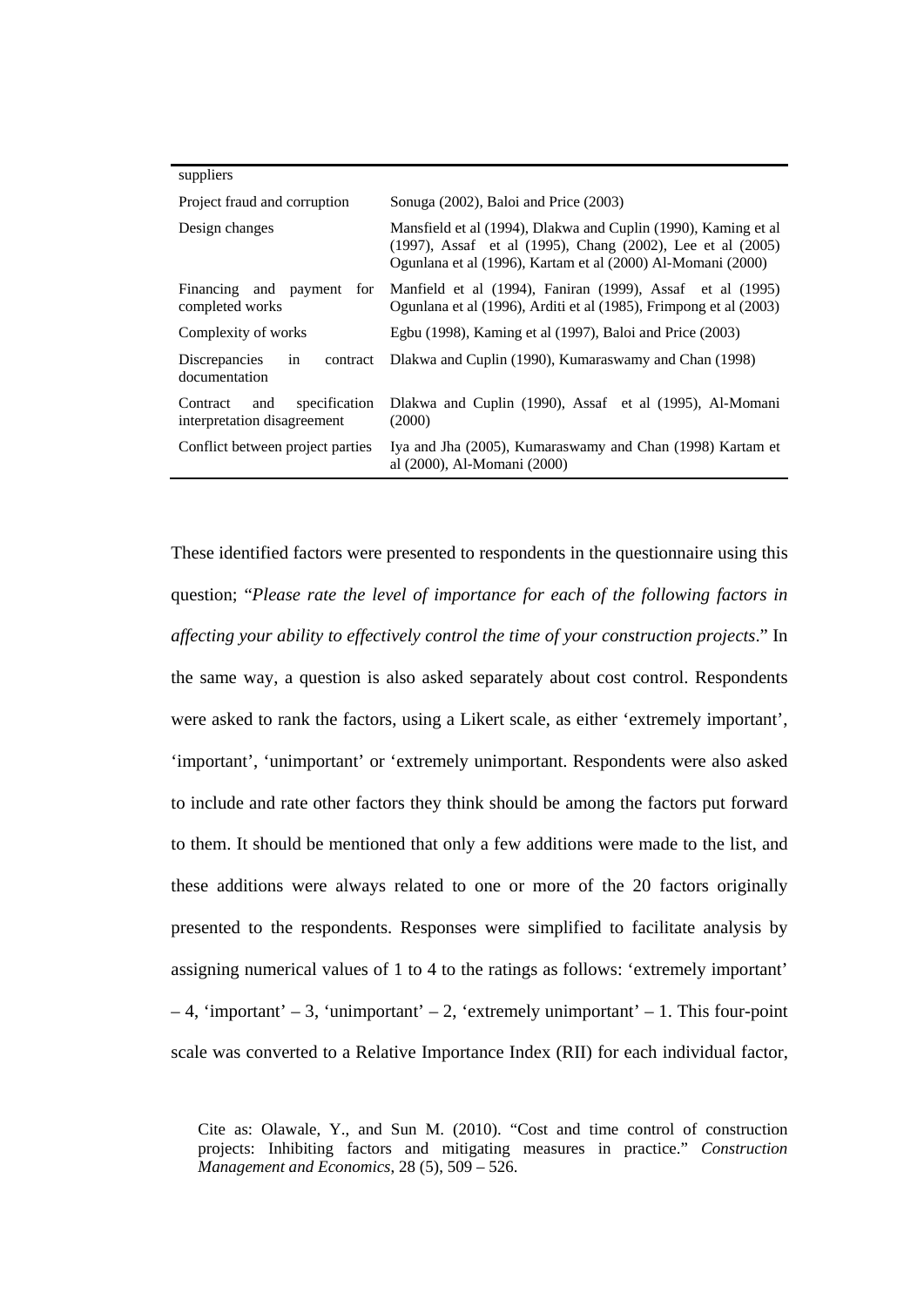| | |
|---|---|
| suppliers | |
| Project fraud and corruption | Sonuga (2002), Baloi and Price (2003) |
| Design changes | Mansfield et al (1994), Dlakwa and Cuplin (1990), Kaming et al (1997), Assaf et al (1995), Chang (2002), Lee et al (2005) Ogunlana et al (1996), Kartam et al (2000) Al-Momani (2000) |
| Financing and payment for completed works | Manfield et al (1994), Faniran (1999), Assaf et al (1995) Ogunlana et al (1996), Arditi et al (1985), Frimpong et al (2003) |
| Complexity of works | Egbu (1998), Kaming et al (1997), Baloi and Price (2003) |
| Discrepancies in contract documentation | Dlakwa and Cuplin (1990), Kumaraswamy and Chan (1998) |
| Contract and specification interpretation disagreement | Dlakwa and Cuplin (1990), Assaf et al (1995), Al-Momani (2000) |
| Conflict between project parties | Iya and Jha (2005), Kumaraswamy and Chan (1998) Kartam et al (2000), Al-Momani (2000) |

These identified factors were presented to respondents in the questionnaire using this question; "*Please rate the level of importance for each of the following factors in affecting your ability to effectively control the time of your construction projects*." In the same way, a question is also asked separately about cost control. Respondents were asked to rank the factors, using a Likert scale, as either 'extremely important', 'important', 'unimportant' or 'extremely unimportant. Respondents were also asked to include and rate other factors they think should be among the factors put forward to them. It should be mentioned that only a few additions were made to the list, and these additions were always related to one or more of the 20 factors originally presented to the respondents. Responses were simplified to facilitate analysis by assigning numerical values of 1 to 4 to the ratings as follows: 'extremely important' – 4, 'important' – 3, 'unimportant' – 2, 'extremely unimportant' – 1. This four-point scale was converted to a Relative Importance Index (RII) for each individual factor,

Cite as: Olawale, Y., and Sun M. (2010). "Cost and time control of construction projects: Inhibiting factors and mitigating measures in practice." *Construction Management and Economics,* 28 (5), 509 – 526.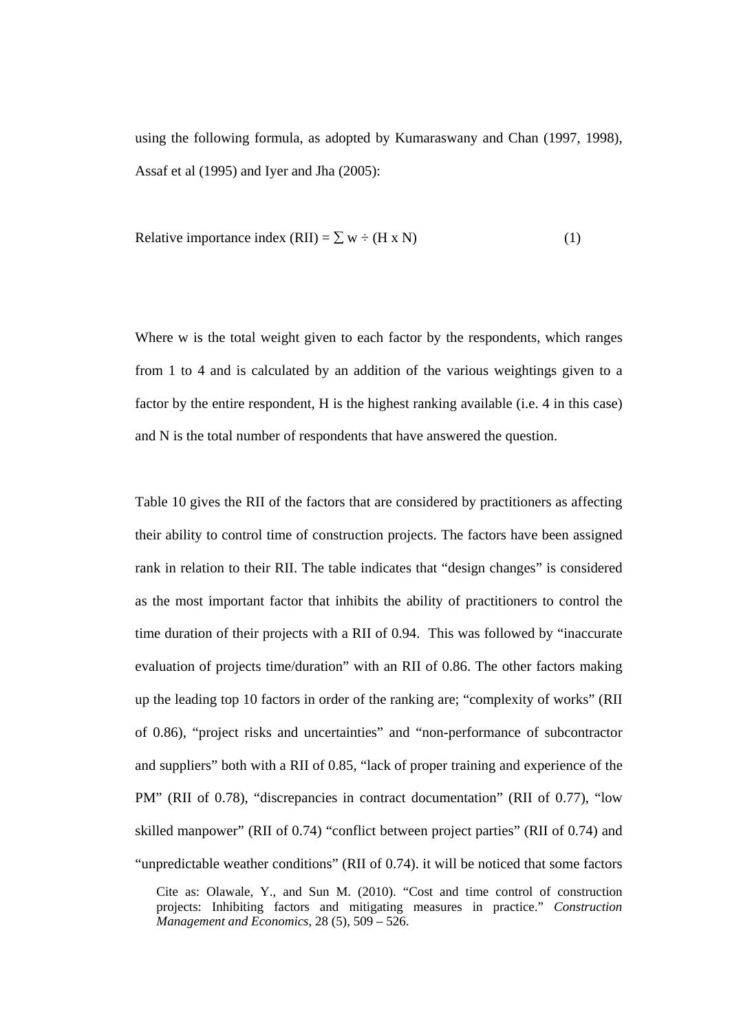using the following formula, as adopted by Kumaraswany and Chan (1997, 1998), Assaf et al (1995) and Iyer and Jha (2005):

$$\text{Relative importance index (RII)} = \sum w \div (H \times N) \qquad (1)$$

Where w is the total weight given to each factor by the respondents, which ranges from 1 to 4 and is calculated by an addition of the various weightings given to a factor by the entire respondent, H is the highest ranking available (i.e. 4 in this case) and N is the total number of respondents that have answered the question.

Table 10 gives the RII of the factors that are considered by practitioners as affecting their ability to control time of construction projects. The factors have been assigned rank in relation to their RII. The table indicates that "design changes" is considered as the most important factor that inhibits the ability of practitioners to control the time duration of their projects with a RII of 0.94. This was followed by "inaccurate evaluation of projects time/duration" with an RII of 0.86. The other factors making up the leading top 10 factors in order of the ranking are; "complexity of works" (RII of 0.86), "project risks and uncertainties" and "non-performance of subcontractor and suppliers" both with a RII of 0.85, "lack of proper training and experience of the PM" (RII of 0.78), "discrepancies in contract documentation" (RII of 0.77), "low skilled manpower" (RII of 0.74) "conflict between project parties" (RII of 0.74) and "unpredictable weather conditions" (RII of 0.74). it will be noticed that some factors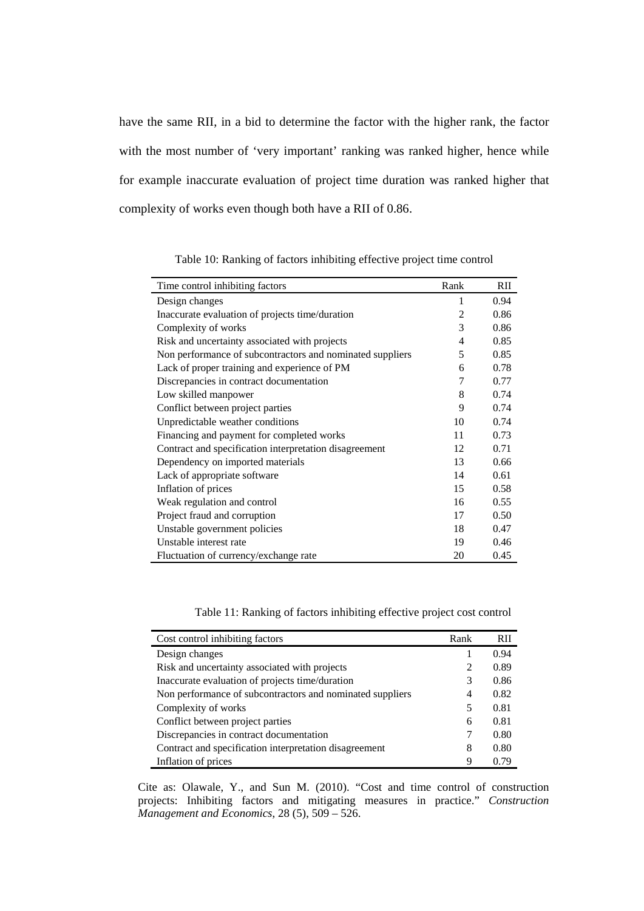have the same RII, in a bid to determine the factor with the higher rank, the factor with the most number of 'very important' ranking was ranked higher, hence while for example inaccurate evaluation of project time duration was ranked higher that complexity of works even though both have a RII of 0.86.

Table 10: Ranking of factors inhibiting effective project time control

| Time control inhibiting factors | Rank | RII |
|---|---|---|
| Design changes | 1 | 0.94 |
| Inaccurate evaluation of projects time/duration | 2 | 0.86 |
| Complexity of works | 3 | 0.86 |
| Risk and uncertainty associated with projects | 4 | 0.85 |
| Non performance of subcontractors and nominated suppliers | 5 | 0.85 |
| Lack of proper training and experience of PM | 6 | 0.78 |
| Discrepancies in contract documentation | 7 | 0.77 |
| Low skilled manpower | 8 | 0.74 |
| Conflict between project parties | 9 | 0.74 |
| Unpredictable weather conditions | 10 | 0.74 |
| Financing and payment for completed works | 11 | 0.73 |
| Contract and specification interpretation disagreement | 12 | 0.71 |
| Dependency on imported materials | 13 | 0.66 |
| Lack of appropriate software | 14 | 0.61 |
| Inflation of prices | 15 | 0.58 |
| Weak regulation and control | 16 | 0.55 |
| Project fraud and corruption | 17 | 0.50 |
| Unstable government policies | 18 | 0.47 |
| Unstable interest rate | 19 | 0.46 |
| Fluctuation of currency/exchange rate | 20 | 0.45 |

Table 11: Ranking of factors inhibiting effective project cost control

| Cost control inhibiting factors | Rank | RII |
|---|---|---|
| Design changes | 1 | 0.94 |
| Risk and uncertainty associated with projects | 2 | 0.89 |
| Inaccurate evaluation of projects time/duration | 3 | 0.86 |
| Non performance of subcontractors and nominated suppliers | 4 | 0.82 |
| Complexity of works | 5 | 0.81 |
| Conflict between project parties | 6 | 0.81 |
| Discrepancies in contract documentation | 7 | 0.80 |
| Contract and specification interpretation disagreement | 8 | 0.80 |
| Inflation of prices | 9 | 0.79 |

Cite as: Olawale, Y., and Sun M. (2010). "Cost and time control of construction projects: Inhibiting factors and mitigating measures in practice." *Construction Management and Economics*, 28 (5), 509 – 526.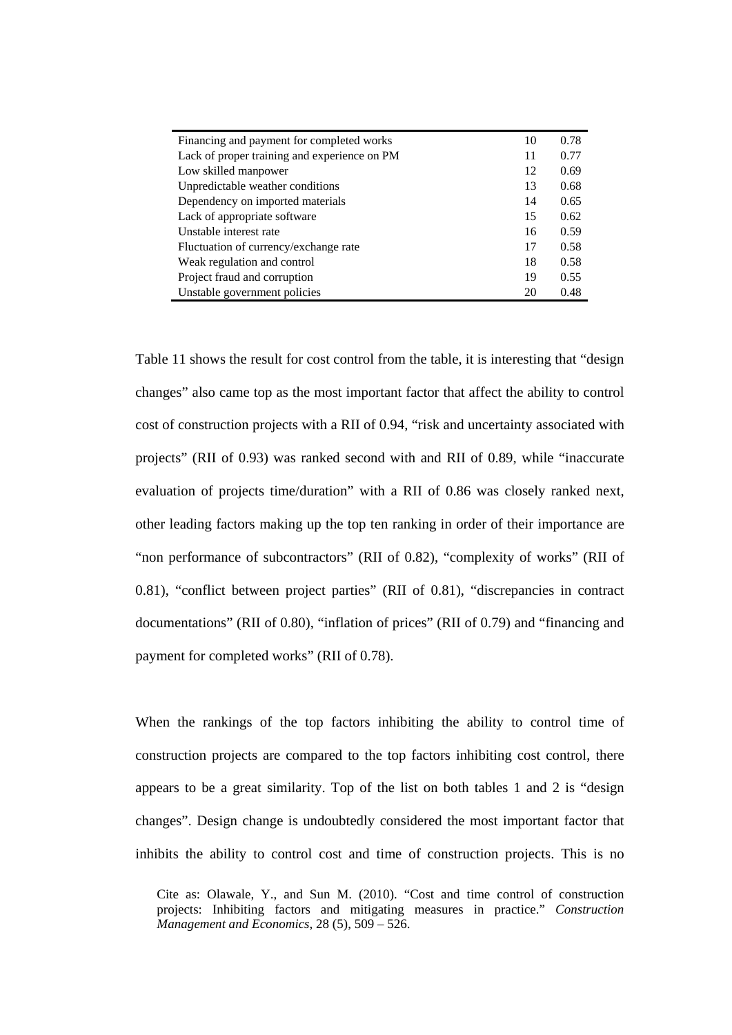| Financing and payment for completed works | 10 | 0.78 |
|---|---|---|
| Lack of proper training and experience on PM | 11 | 0.77 |
| Low skilled manpower | 12 | 0.69 |
| Unpredictable weather conditions | 13 | 0.68 |
| Dependency on imported materials | 14 | 0.65 |
| Lack of appropriate software | 15 | 0.62 |
| Unstable interest rate | 16 | 0.59 |
| Fluctuation of currency/exchange rate | 17 | 0.58 |
| Weak regulation and control | 18 | 0.58 |
| Project fraud and corruption | 19 | 0.55 |
| Unstable government policies | 20 | 0.48 |

Table 11 shows the result for cost control from the table, it is interesting that "design changes" also came top as the most important factor that affect the ability to control cost of construction projects with a RII of 0.94, "risk and uncertainty associated with projects" (RII of 0.93) was ranked second with and RII of 0.89, while "inaccurate evaluation of projects time/duration" with a RII of 0.86 was closely ranked next, other leading factors making up the top ten ranking in order of their importance are "non performance of subcontractors" (RII of 0.82), "complexity of works" (RII of 0.81), "conflict between project parties" (RII of 0.81), "discrepancies in contract documentations" (RII of 0.80), "inflation of prices" (RII of 0.79) and "financing and payment for completed works" (RII of 0.78).

When the rankings of the top factors inhibiting the ability to control time of construction projects are compared to the top factors inhibiting cost control, there appears to be a great similarity. Top of the list on both tables 1 and 2 is "design changes". Design change is undoubtedly considered the most important factor that inhibits the ability to control cost and time of construction projects. This is no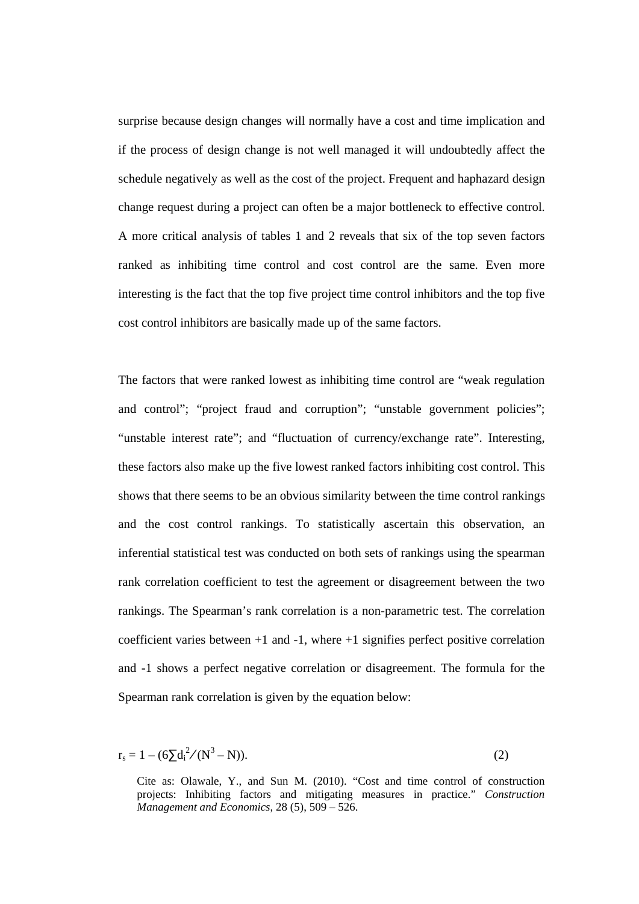surprise because design changes will normally have a cost and time implication and if the process of design change is not well managed it will undoubtedly affect the schedule negatively as well as the cost of the project. Frequent and haphazard design change request during a project can often be a major bottleneck to effective control. A more critical analysis of tables 1 and 2 reveals that six of the top seven factors ranked as inhibiting time control and cost control are the same. Even more interesting is the fact that the top five project time control inhibitors and the top five cost control inhibitors are basically made up of the same factors.

The factors that were ranked lowest as inhibiting time control are "weak regulation and control"; "project fraud and corruption"; "unstable government policies"; "unstable interest rate"; and "fluctuation of currency/exchange rate". Interesting, these factors also make up the five lowest ranked factors inhibiting cost control. This shows that there seems to be an obvious similarity between the time control rankings and the cost control rankings. To statistically ascertain this observation, an inferential statistical test was conducted on both sets of rankings using the spearman rank correlation coefficient to test the agreement or disagreement between the two rankings. The Spearman's rank correlation is a non-parametric test. The correlation coefficient varies between +1 and -1, where +1 signifies perfect positive correlation and -1 shows a perfect negative correlation or disagreement. The formula for the Spearman rank correlation is given by the equation below:

$$r_s = 1 - (6\sum d_i^2 / (N^3 - N)). \qquad (2)$$

Cite as: Olawale, Y., and Sun M. (2010). "Cost and time control of construction projects: Inhibiting factors and mitigating measures in practice." *Construction Management and Economics*, 28 (5), 509 – 526.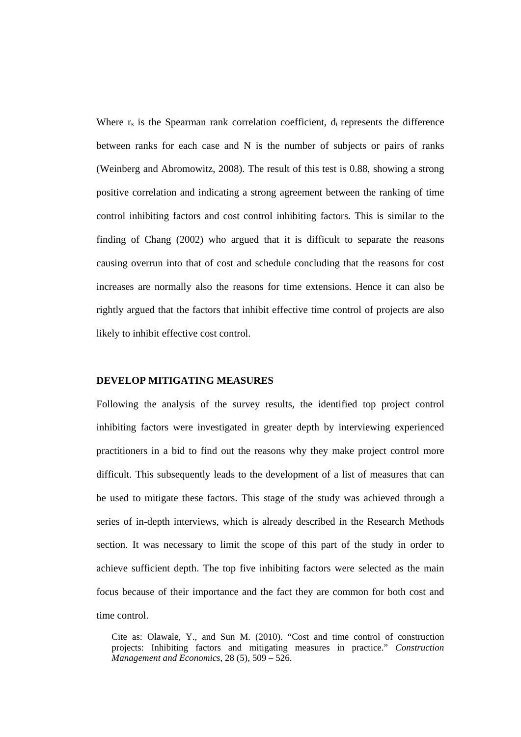Where $r_s$ is the Spearman rank correlation coefficient, $d_i$ represents the difference between ranks for each case and N is the number of subjects or pairs of ranks (Weinberg and Abromowitz, 2008). The result of this test is 0.88, showing a strong positive correlation and indicating a strong agreement between the ranking of time control inhibiting factors and cost control inhibiting factors. This is similar to the finding of Chang (2002) who argued that it is difficult to separate the reasons causing overrun into that of cost and schedule concluding that the reasons for cost increases are normally also the reasons for time extensions. Hence it can also be rightly argued that the factors that inhibit effective time control of projects are also likely to inhibit effective cost control.

## DEVELOP MITIGATING MEASURES

Following the analysis of the survey results, the identified top project control inhibiting factors were investigated in greater depth by interviewing experienced practitioners in a bid to find out the reasons why they make project control more difficult. This subsequently leads to the development of a list of measures that can be used to mitigate these factors. This stage of the study was achieved through a series of in-depth interviews, which is already described in the Research Methods section. It was necessary to limit the scope of this part of the study in order to achieve sufficient depth. The top five inhibiting factors were selected as the main focus because of their importance and the fact they are common for both cost and time control.

Cite as: Olawale, Y., and Sun M. (2010). “Cost and time control of construction projects: Inhibiting factors and mitigating measures in practice.” *Construction Management and Economics*, 28 (5), 509 – 526.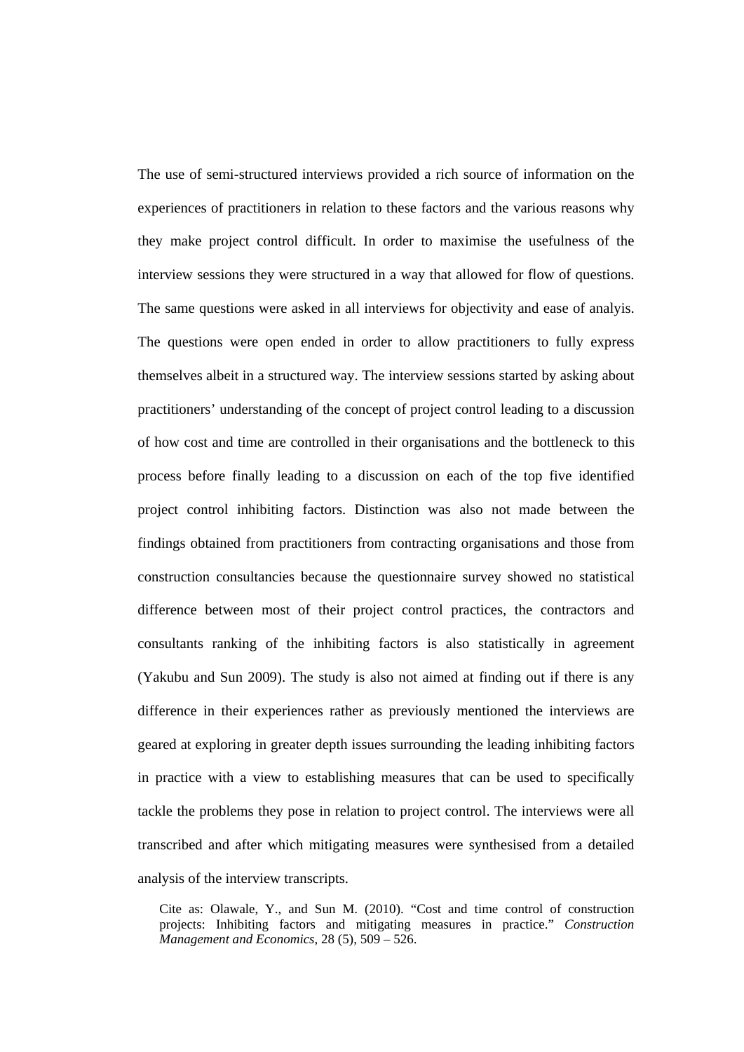The use of semi-structured interviews provided a rich source of information on the experiences of practitioners in relation to these factors and the various reasons why they make project control difficult. In order to maximise the usefulness of the interview sessions they were structured in a way that allowed for flow of questions. The same questions were asked in all interviews for objectivity and ease of analyis. The questions were open ended in order to allow practitioners to fully express themselves albeit in a structured way. The interview sessions started by asking about practitioners' understanding of the concept of project control leading to a discussion of how cost and time are controlled in their organisations and the bottleneck to this process before finally leading to a discussion on each of the top five identified project control inhibiting factors. Distinction was also not made between the findings obtained from practitioners from contracting organisations and those from construction consultancies because the questionnaire survey showed no statistical difference between most of their project control practices, the contractors and consultants ranking of the inhibiting factors is also statistically in agreement (Yakubu and Sun 2009). The study is also not aimed at finding out if there is any difference in their experiences rather as previously mentioned the interviews are geared at exploring in greater depth issues surrounding the leading inhibiting factors in practice with a view to establishing measures that can be used to specifically tackle the problems they pose in relation to project control. The interviews were all transcribed and after which mitigating measures were synthesised from a detailed analysis of the interview transcripts.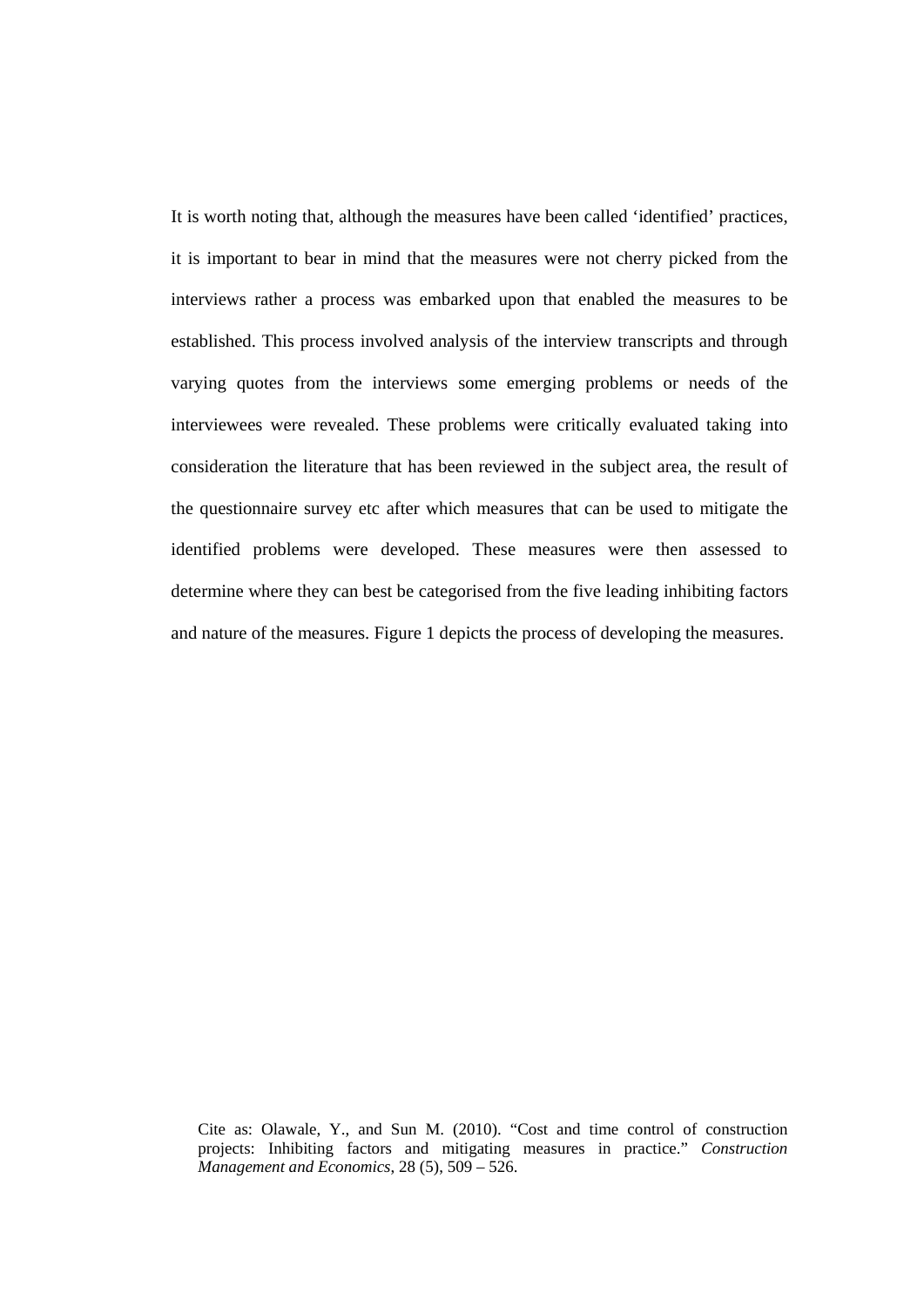It is worth noting that, although the measures have been called 'identified' practices, it is important to bear in mind that the measures were not cherry picked from the interviews rather a process was embarked upon that enabled the measures to be established. This process involved analysis of the interview transcripts and through varying quotes from the interviews some emerging problems or needs of the interviewees were revealed. These problems were critically evaluated taking into consideration the literature that has been reviewed in the subject area, the result of the questionnaire survey etc after which measures that can be used to mitigate the identified problems were developed. These measures were then assessed to determine where they can best be categorised from the five leading inhibiting factors and nature of the measures. Figure 1 depicts the process of developing the measures.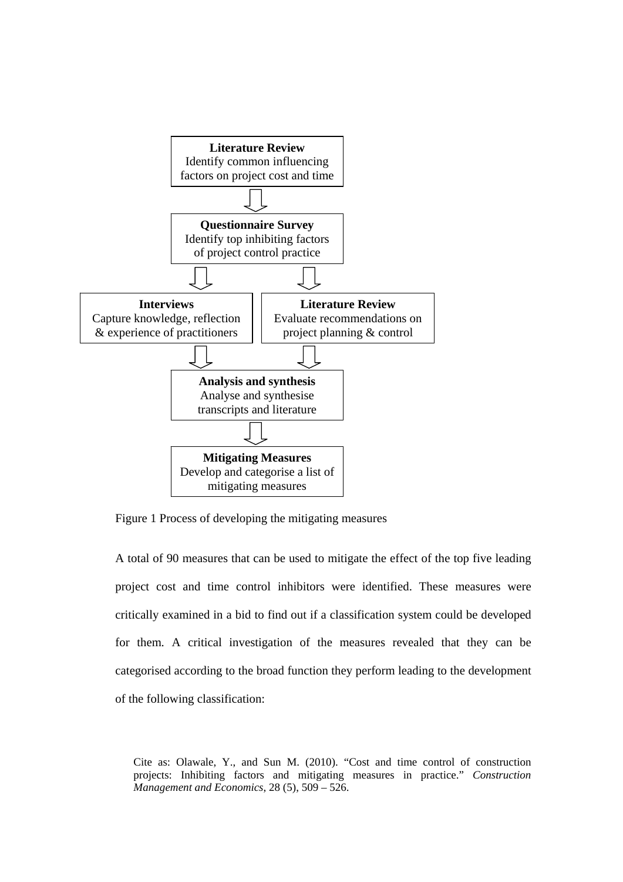**Literature Review**
Identify common influencing factors on project cost and time

**Questionnaire Survey**
Identify top inhibiting factors of project control practice

**Interviews**
Capture knowledge, reflection & experience of practitioners

**Literature Review**
Evaluate recommendations on project planning & control

**Analysis and synthesis**
Analyse and synthesise transcripts and literature

**Mitigating Measures**
Develop and categorise a list of mitigating measures

Figure 1 Process of developing the mitigating measures

A total of 90 measures that can be used to mitigate the effect of the top five leading project cost and time control inhibitors were identified. These measures were critically examined in a bid to find out if a classification system could be developed for them. A critical investigation of the measures revealed that they can be categorised according to the broad function they perform leading to the development of the following classification: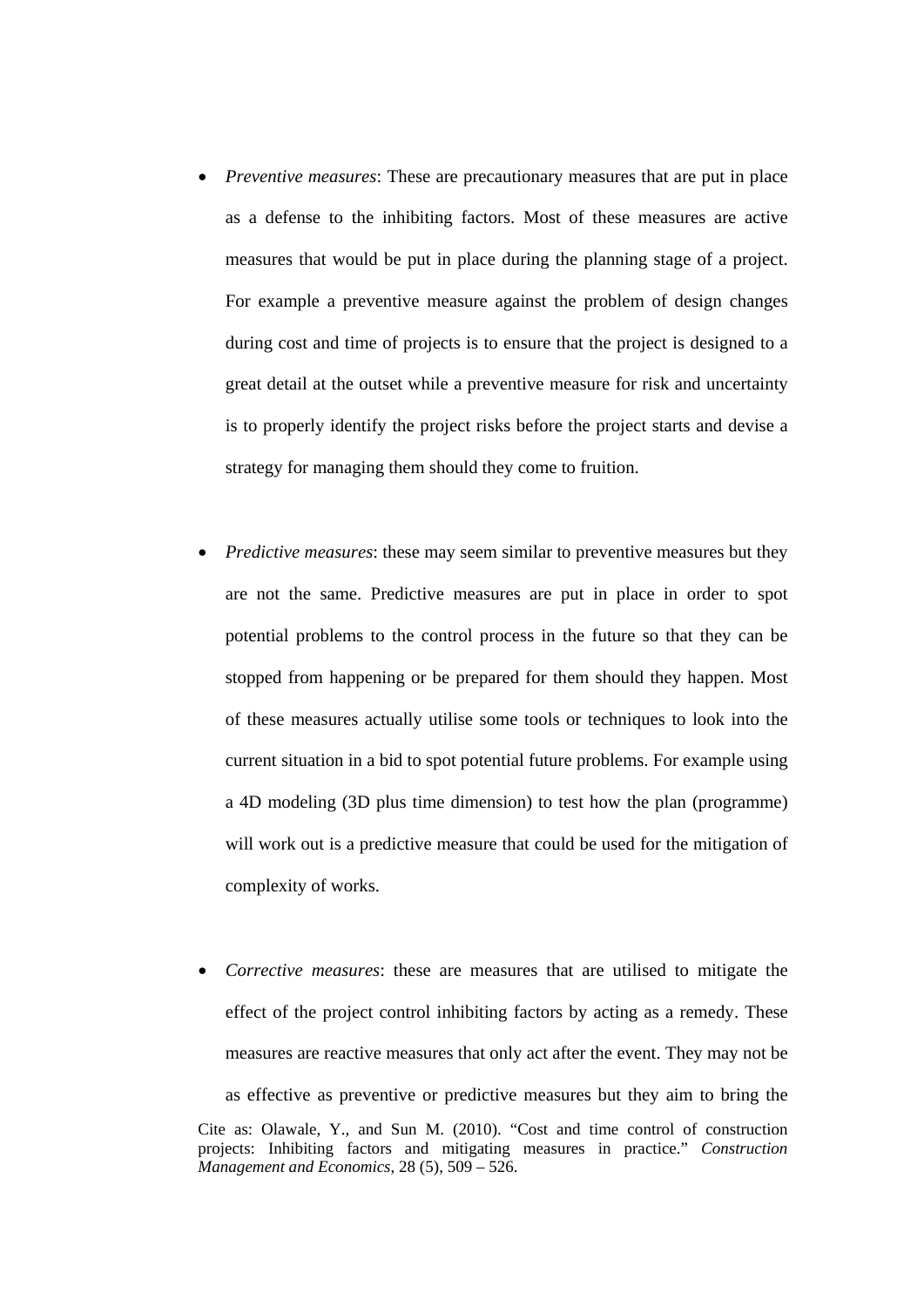- *Preventive measures*: These are precautionary measures that are put in place as a defense to the inhibiting factors. Most of these measures are active measures that would be put in place during the planning stage of a project. For example a preventive measure against the problem of design changes during cost and time of projects is to ensure that the project is designed to a great detail at the outset while a preventive measure for risk and uncertainty is to properly identify the project risks before the project starts and devise a strategy for managing them should they come to fruition.

- *Predictive measures*: these may seem similar to preventive measures but they are not the same. Predictive measures are put in place in order to spot potential problems to the control process in the future so that they can be stopped from happening or be prepared for them should they happen. Most of these measures actually utilise some tools or techniques to look into the current situation in a bid to spot potential future problems. For example using a 4D modeling (3D plus time dimension) to test how the plan (programme) will work out is a predictive measure that could be used for the mitigation of complexity of works.

- *Corrective measures*: these are measures that are utilised to mitigate the effect of the project control inhibiting factors by acting as a remedy. These measures are reactive measures that only act after the event. They may not be as effective as preventive or predictive measures but they aim to bring the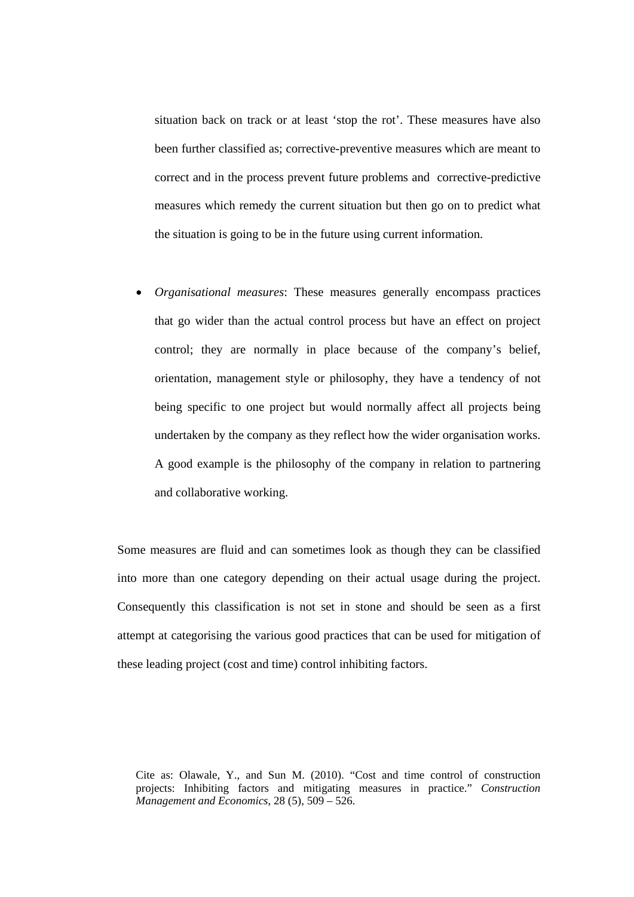situation back on track or at least 'stop the rot'. These measures have also been further classified as; corrective-preventive measures which are meant to correct and in the process prevent future problems and corrective-predictive measures which remedy the current situation but then go on to predict what the situation is going to be in the future using current information.

- *Organisational measures*: These measures generally encompass practices that go wider than the actual control process but have an effect on project control; they are normally in place because of the company's belief, orientation, management style or philosophy, they have a tendency of not being specific to one project but would normally affect all projects being undertaken by the company as they reflect how the wider organisation works. A good example is the philosophy of the company in relation to partnering and collaborative working.

Some measures are fluid and can sometimes look as though they can be classified into more than one category depending on their actual usage during the project. Consequently this classification is not set in stone and should be seen as a first attempt at categorising the various good practices that can be used for mitigation of these leading project (cost and time) control inhibiting factors.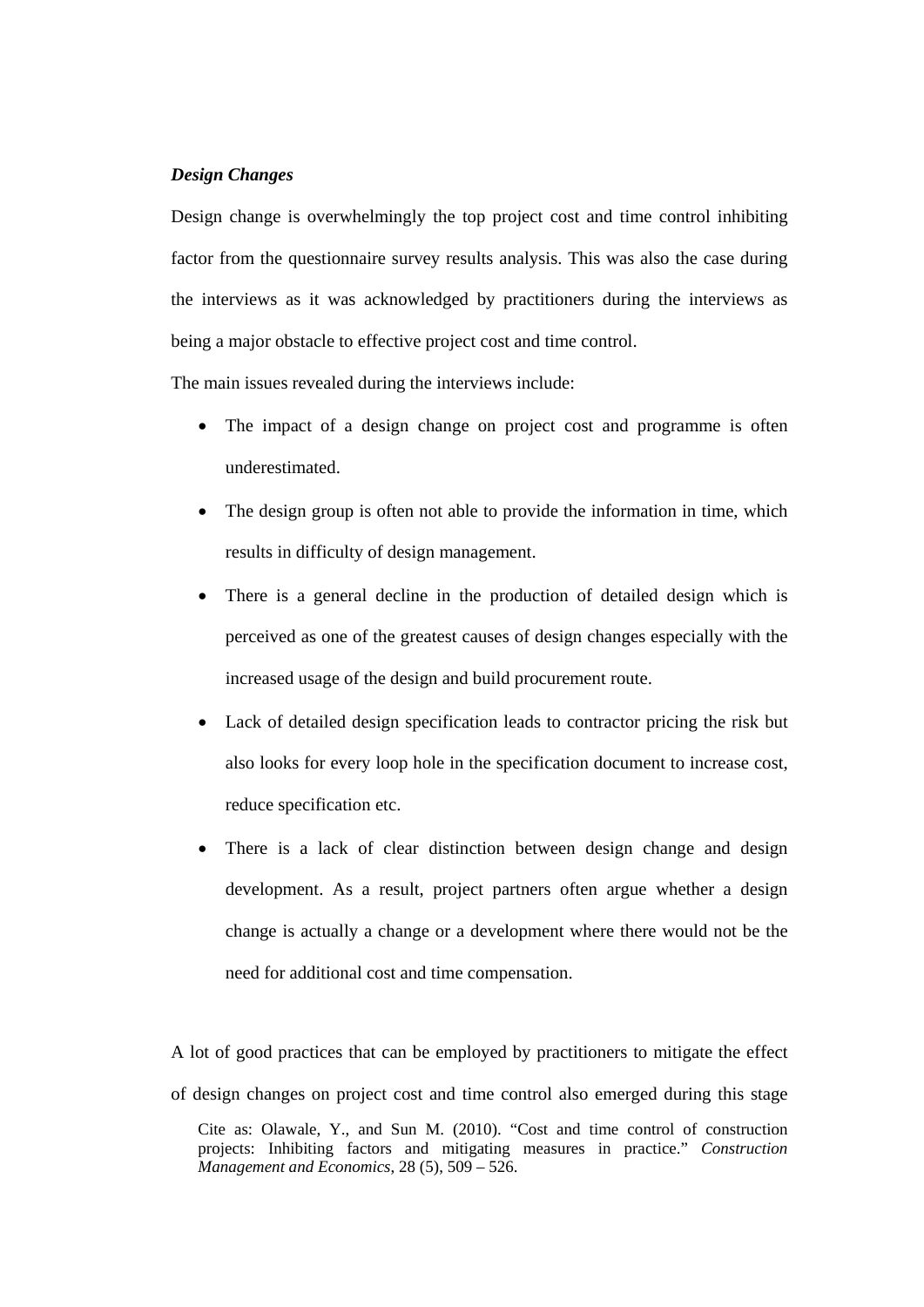***Design Changes***

Design change is overwhelmingly the top project cost and time control inhibiting factor from the questionnaire survey results analysis. This was also the case during the interviews as it was acknowledged by practitioners during the interviews as being a major obstacle to effective project cost and time control.

The main issues revealed during the interviews include:

- The impact of a design change on project cost and programme is often underestimated.
- The design group is often not able to provide the information in time, which results in difficulty of design management.
- There is a general decline in the production of detailed design which is perceived as one of the greatest causes of design changes especially with the increased usage of the design and build procurement route.
- Lack of detailed design specification leads to contractor pricing the risk but also looks for every loop hole in the specification document to increase cost, reduce specification etc.
- There is a lack of clear distinction between design change and design development. As a result, project partners often argue whether a design change is actually a change or a development where there would not be the need for additional cost and time compensation.

A lot of good practices that can be employed by practitioners to mitigate the effect of design changes on project cost and time control also emerged during this stage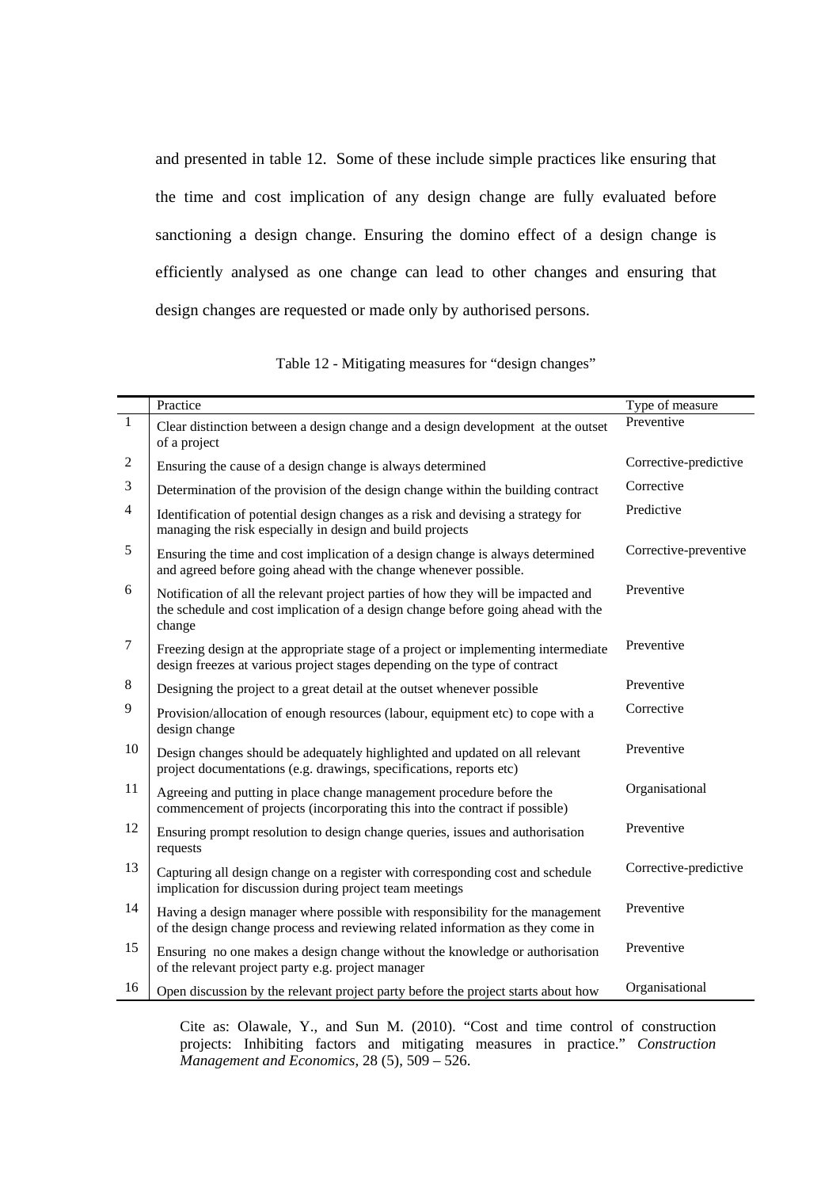and presented in table 12. Some of these include simple practices like ensuring that the time and cost implication of any design change are fully evaluated before sanctioning a design change. Ensuring the domino effect of a design change is efficiently analysed as one change can lead to other changes and ensuring that design changes are requested or made only by authorised persons.

Table 12 - Mitigating measures for "design changes"

| | Practice | Type of measure |
|---|---|---|
| 1 | Clear distinction between a design change and a design development at the outset of a project | Preventive |
| 2 | Ensuring the cause of a design change is always determined | Corrective-predictive |
| 3 | Determination of the provision of the design change within the building contract | Corrective |
| 4 | Identification of potential design changes as a risk and devising a strategy for managing the risk especially in design and build projects | Predictive |
| 5 | Ensuring the time and cost implication of a design change is always determined and agreed before going ahead with the change whenever possible. | Corrective-preventive |
| 6 | Notification of all the relevant project parties of how they will be impacted and the schedule and cost implication of a design change before going ahead with the change | Preventive |
| 7 | Freezing design at the appropriate stage of a project or implementing intermediate design freezes at various project stages depending on the type of contract | Preventive |
| 8 | Designing the project to a great detail at the outset whenever possible | Preventive |
| 9 | Provision/allocation of enough resources (labour, equipment etc) to cope with a design change | Corrective |
| 10 | Design changes should be adequately highlighted and updated on all relevant project documentations (e.g. drawings, specifications, reports etc) | Preventive |
| 11 | Agreeing and putting in place change management procedure before the commencement of projects (incorporating this into the contract if possible) | Organisational |
| 12 | Ensuring prompt resolution to design change queries, issues and authorisation requests | Preventive |
| 13 | Capturing all design change on a register with corresponding cost and schedule implication for discussion during project team meetings | Corrective-predictive |
| 14 | Having a design manager where possible with responsibility for the management of the design change process and reviewing related information as they come in | Preventive |
| 15 | Ensuring no one makes a design change without the knowledge or authorisation of the relevant project party e.g. project manager | Preventive |
| 16 | Open discussion by the relevant project party before the project starts about how | Organisational |

Cite as: Olawale, Y., and Sun M. (2010). "Cost and time control of construction projects: Inhibiting factors and mitigating measures in practice." *Construction Management and Economics*, 28 (5), 509 – 526.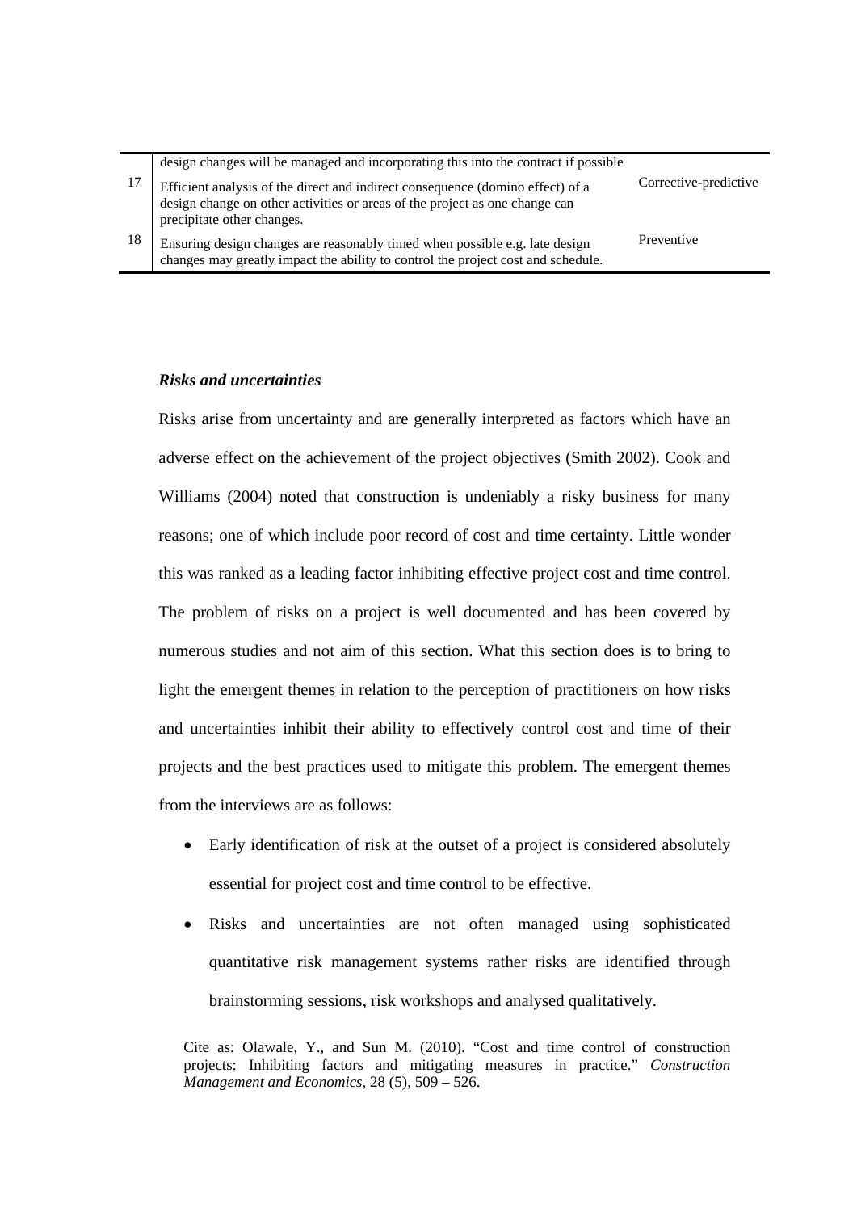| | | |
|---|---|---|
| | design changes will be managed and incorporating this into the contract if possible | |
| 17 | Efficient analysis of the direct and indirect consequence (domino effect) of a design change on other activities or areas of the project as one change can precipitate other changes. | Corrective-predictive |
| 18 | Ensuring design changes are reasonably timed when possible e.g. late design changes may greatly impact the ability to control the project cost and schedule. | Preventive |

***Risks and uncertainties***

Risks arise from uncertainty and are generally interpreted as factors which have an adverse effect on the achievement of the project objectives (Smith 2002). Cook and Williams (2004) noted that construction is undeniably a risky business for many reasons; one of which include poor record of cost and time certainty. Little wonder this was ranked as a leading factor inhibiting effective project cost and time control. The problem of risks on a project is well documented and has been covered by numerous studies and not aim of this section. What this section does is to bring to light the emergent themes in relation to the perception of practitioners on how risks and uncertainties inhibit their ability to effectively control cost and time of their projects and the best practices used to mitigate this problem. The emergent themes from the interviews are as follows:

- Early identification of risk at the outset of a project is considered absolutely essential for project cost and time control to be effective.
- Risks and uncertainties are not often managed using sophisticated quantitative risk management systems rather risks are identified through brainstorming sessions, risk workshops and analysed qualitatively.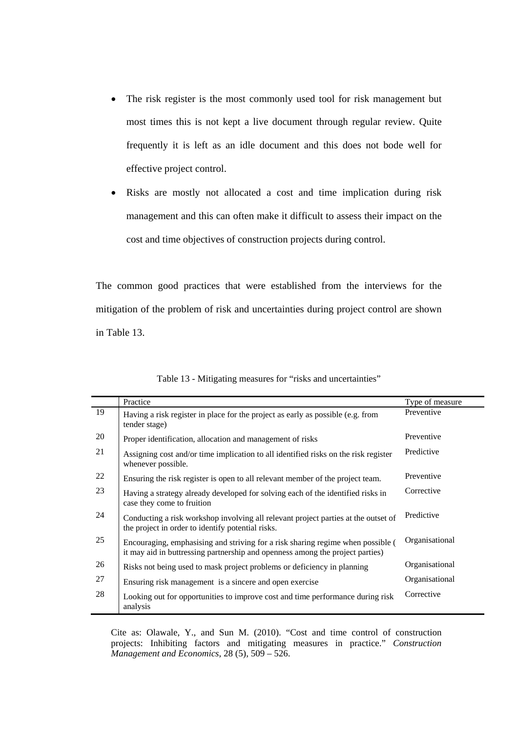- The risk register is the most commonly used tool for risk management but most times this is not kept a live document through regular review. Quite frequently it is left as an idle document and this does not bode well for effective project control.
- Risks are mostly not allocated a cost and time implication during risk management and this can often make it difficult to assess their impact on the cost and time objectives of construction projects during control.

The common good practices that were established from the interviews for the mitigation of the problem of risk and uncertainties during project control are shown in Table 13.

Table 13 - Mitigating measures for "risks and uncertainties"

| | Practice | Type of measure |
|---|---|---|
| 19 | Having a risk register in place for the project as early as possible (e.g. from tender stage) | Preventive |
| 20 | Proper identification, allocation and management of risks | Preventive |
| 21 | Assigning cost and/or time implication to all identified risks on the risk register whenever possible. | Predictive |
| 22 | Ensuring the risk register is open to all relevant member of the project team. | Preventive |
| 23 | Having a strategy already developed for solving each of the identified risks in case they come to fruition | Corrective |
| 24 | Conducting a risk workshop involving all relevant project parties at the outset of the project in order to identify potential risks. | Predictive |
| 25 | Encouraging, emphasising and striving for a risk sharing regime when possible ( it may aid in buttressing partnership and openness among the project parties) | Organisational |
| 26 | Risks not being used to mask project problems or deficiency in planning | Organisational |
| 27 | Ensuring risk management is a sincere and open exercise | Organisational |
| 28 | Looking out for opportunities to improve cost and time performance during risk analysis | Corrective |

Cite as: Olawale, Y., and Sun M. (2010). "Cost and time control of construction projects: Inhibiting factors and mitigating measures in practice." *Construction Management and Economics*, 28 (5), 509 – 526.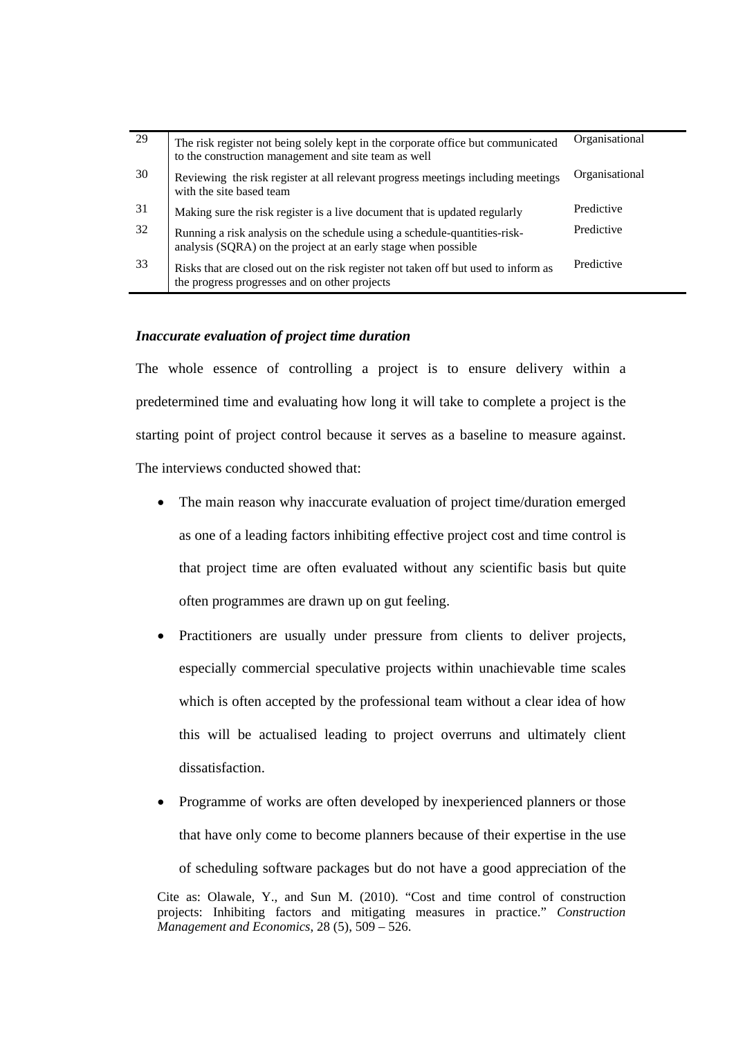| | | |
|---|---|---|
| 29 | The risk register not being solely kept in the corporate office but communicated to the construction management and site team as well | Organisational |
| 30 | Reviewing the risk register at all relevant progress meetings including meetings with the site based team | Organisational |
| 31 | Making sure the risk register is a live document that is updated regularly | Predictive |
| 32 | Running a risk analysis on the schedule using a schedule-quantities-risk-analysis (SQRA) on the project at an early stage when possible | Predictive |
| 33 | Risks that are closed out on the risk register not taken off but used to inform as the progress progresses and on other projects | Predictive |

***Inaccurate evaluation of project time duration***

The whole essence of controlling a project is to ensure delivery within a predetermined time and evaluating how long it will take to complete a project is the starting point of project control because it serves as a baseline to measure against. The interviews conducted showed that:

- The main reason why inaccurate evaluation of project time/duration emerged as one of a leading factors inhibiting effective project cost and time control is that project time are often evaluated without any scientific basis but quite often programmes are drawn up on gut feeling.
- Practitioners are usually under pressure from clients to deliver projects, especially commercial speculative projects within unachievable time scales which is often accepted by the professional team without a clear idea of how this will be actualised leading to project overruns and ultimately client dissatisfaction.
- Programme of works are often developed by inexperienced planners or those that have only come to become planners because of their expertise in the use of scheduling software packages but do not have a good appreciation of the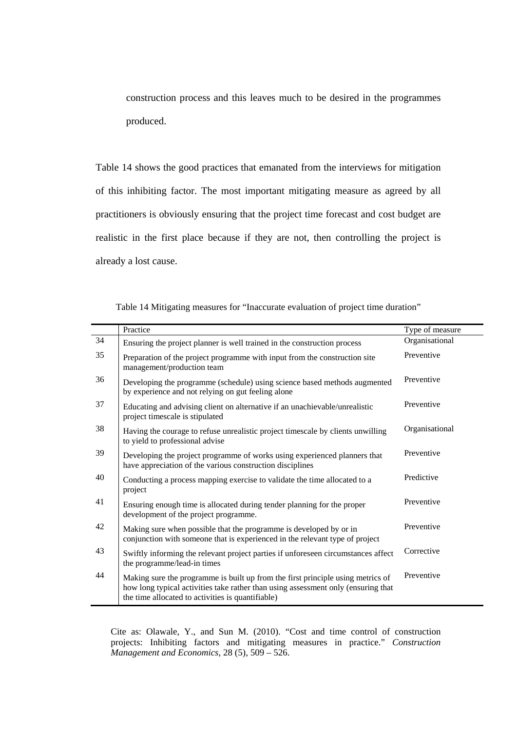construction process and this leaves much to be desired in the programmes produced.

Table 14 shows the good practices that emanated from the interviews for mitigation of this inhibiting factor. The most important mitigating measure as agreed by all practitioners is obviously ensuring that the project time forecast and cost budget are realistic in the first place because if they are not, then controlling the project is already a lost cause.

Table 14 Mitigating measures for "Inaccurate evaluation of project time duration"

| | Practice | Type of measure |
|---|---|---|
| 34 | Ensuring the project planner is well trained in the construction process | Organisational |
| 35 | Preparation of the project programme with input from the construction site management/production team | Preventive |
| 36 | Developing the programme (schedule) using science based methods augmented by experience and not relying on gut feeling alone | Preventive |
| 37 | Educating and advising client on alternative if an unachievable/unrealistic project timescale is stipulated | Preventive |
| 38 | Having the courage to refuse unrealistic project timescale by clients unwilling to yield to professional advise | Organisational |
| 39 | Developing the project programme of works using experienced planners that have appreciation of the various construction disciplines | Preventive |
| 40 | Conducting a process mapping exercise to validate the time allocated to a project | Predictive |
| 41 | Ensuring enough time is allocated during tender planning for the proper development of the project programme. | Preventive |
| 42 | Making sure when possible that the programme is developed by or in conjunction with someone that is experienced in the relevant type of project | Preventive |
| 43 | Swiftly informing the relevant project parties if unforeseen circumstances affect the programme/lead-in times | Corrective |
| 44 | Making sure the programme is built up from the first principle using metrics of how long typical activities take rather than using assessment only (ensuring that the time allocated to activities is quantifiable) | Preventive |

Cite as: Olawale, Y., and Sun M. (2010). "Cost and time control of construction projects: Inhibiting factors and mitigating measures in practice." *Construction Management and Economics*, 28 (5), 509 – 526.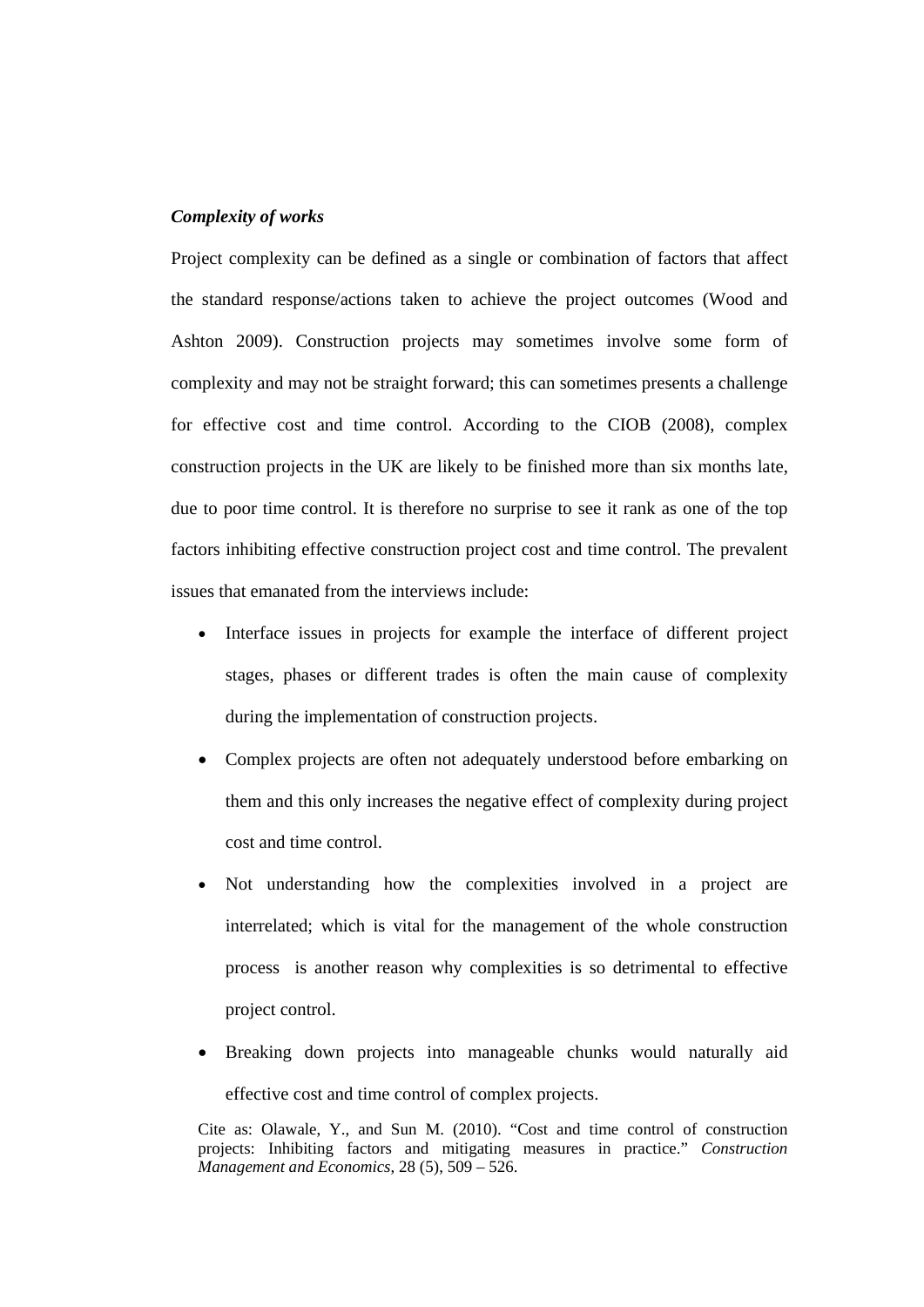***Complexity of works***

Project complexity can be defined as a single or combination of factors that affect the standard response/actions taken to achieve the project outcomes (Wood and Ashton 2009). Construction projects may sometimes involve some form of complexity and may not be straight forward; this can sometimes presents a challenge for effective cost and time control. According to the CIOB (2008), complex construction projects in the UK are likely to be finished more than six months late, due to poor time control. It is therefore no surprise to see it rank as one of the top factors inhibiting effective construction project cost and time control. The prevalent issues that emanated from the interviews include:

- Interface issues in projects for example the interface of different project stages, phases or different trades is often the main cause of complexity during the implementation of construction projects.
- Complex projects are often not adequately understood before embarking on them and this only increases the negative effect of complexity during project cost and time control.
- Not understanding how the complexities involved in a project are interrelated; which is vital for the management of the whole construction process is another reason why complexities is so detrimental to effective project control.
- Breaking down projects into manageable chunks would naturally aid effective cost and time control of complex projects.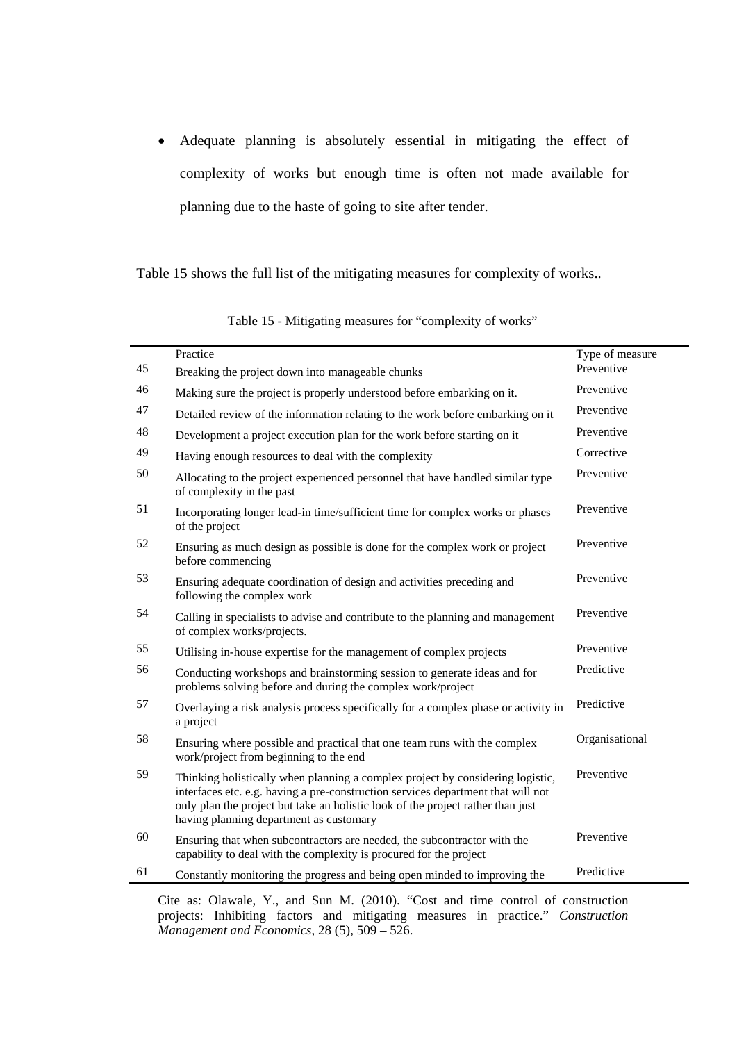- Adequate planning is absolutely essential in mitigating the effect of complexity of works but enough time is often not made available for planning due to the haste of going to site after tender.

Table 15 shows the full list of the mitigating measures for complexity of works..

Table 15 - Mitigating measures for "complexity of works"

| | Practice | Type of measure |
|---|---|---|
| 45 | Breaking the project down into manageable chunks | Preventive |
| 46 | Making sure the project is properly understood before embarking on it. | Preventive |
| 47 | Detailed review of the information relating to the work before embarking on it | Preventive |
| 48 | Development a project execution plan for the work before starting on it | Preventive |
| 49 | Having enough resources to deal with the complexity | Corrective |
| 50 | Allocating to the project experienced personnel that have handled similar type of complexity in the past | Preventive |
| 51 | Incorporating longer lead-in time/sufficient time for complex works or phases of the project | Preventive |
| 52 | Ensuring as much design as possible is done for the complex work or project before commencing | Preventive |
| 53 | Ensuring adequate coordination of design and activities preceding and following the complex work | Preventive |
| 54 | Calling in specialists to advise and contribute to the planning and management of complex works/projects. | Preventive |
| 55 | Utilising in-house expertise for the management of complex projects | Preventive |
| 56 | Conducting workshops and brainstorming session to generate ideas and for problems solving before and during the complex work/project | Predictive |
| 57 | Overlaying a risk analysis process specifically for a complex phase or activity in a project | Predictive |
| 58 | Ensuring where possible and practical that one team runs with the complex work/project from beginning to the end | Organisational |
| 59 | Thinking holistically when planning a complex project by considering logistic, interfaces etc. e.g. having a pre-construction services department that will not only plan the project but take an holistic look of the project rather than just having planning department as customary | Preventive |
| 60 | Ensuring that when subcontractors are needed, the subcontractor with the capability to deal with the complexity is procured for the project | Preventive |
| 61 | Constantly monitoring the progress and being open minded to improving the | Predictive |

Cite as: Olawale, Y., and Sun M. (2010). "Cost and time control of construction projects: Inhibiting factors and mitigating measures in practice." *Construction Management and Economics*, 28 (5), 509 – 526.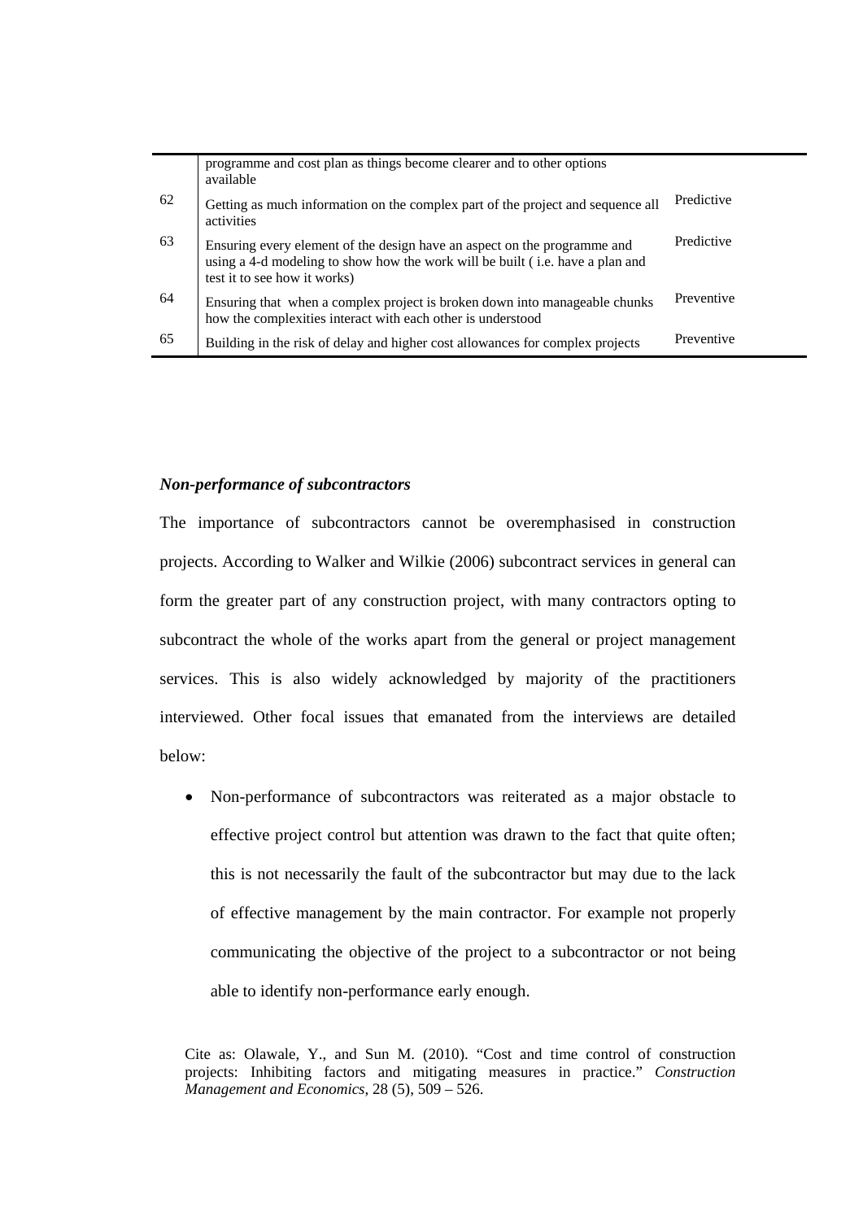| | | |
|---|---|---|
| | programme and cost plan as things become clearer and to other options available | |
| 62 | Getting as much information on the complex part of the project and sequence all activities | Predictive |
| 63 | Ensuring every element of the design have an aspect on the programme and using a 4-d modeling to show how the work will be built ( i.e. have a plan and test it to see how it works) | Predictive |
| 64 | Ensuring that when a complex project is broken down into manageable chunks how the complexities interact with each other is understood | Preventive |
| 65 | Building in the risk of delay and higher cost allowances for complex projects | Preventive |

***Non-performance of subcontractors***

The importance of subcontractors cannot be overemphasised in construction projects. According to Walker and Wilkie (2006) subcontract services in general can form the greater part of any construction project, with many contractors opting to subcontract the whole of the works apart from the general or project management services. This is also widely acknowledged by majority of the practitioners interviewed. Other focal issues that emanated from the interviews are detailed below:

- Non-performance of subcontractors was reiterated as a major obstacle to effective project control but attention was drawn to the fact that quite often; this is not necessarily the fault of the subcontractor but may due to the lack of effective management by the main contractor. For example not properly communicating the objective of the project to a subcontractor or not being able to identify non-performance early enough.

Cite as: Olawale, Y., and Sun M. (2010). "Cost and time control of construction projects: Inhibiting factors and mitigating measures in practice." *Construction Management and Economics*, 28 (5), 509 – 526.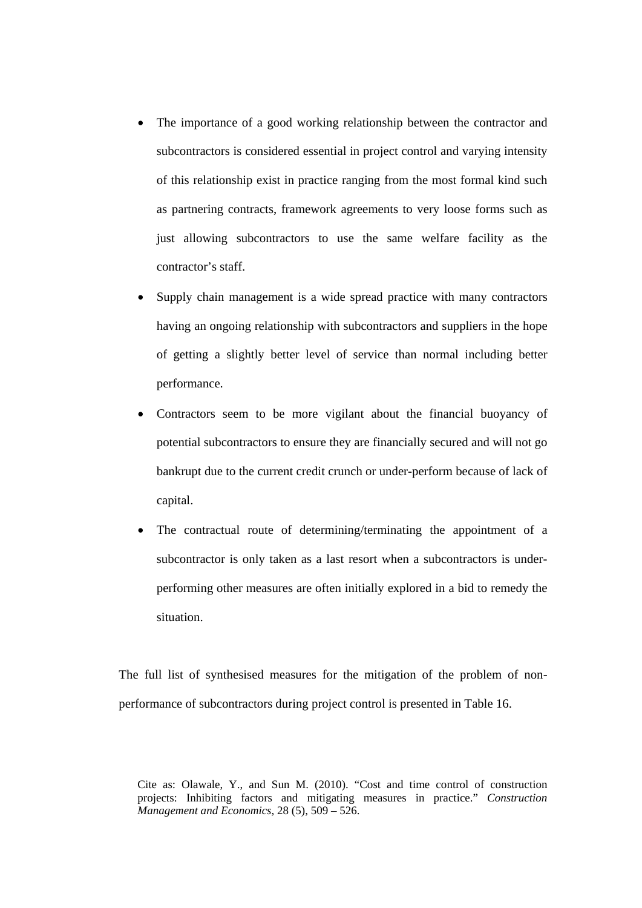- The importance of a good working relationship between the contractor and subcontractors is considered essential in project control and varying intensity of this relationship exist in practice ranging from the most formal kind such as partnering contracts, framework agreements to very loose forms such as just allowing subcontractors to use the same welfare facility as the contractor's staff.
- Supply chain management is a wide spread practice with many contractors having an ongoing relationship with subcontractors and suppliers in the hope of getting a slightly better level of service than normal including better performance.
- Contractors seem to be more vigilant about the financial buoyancy of potential subcontractors to ensure they are financially secured and will not go bankrupt due to the current credit crunch or under-perform because of lack of capital.
- The contractual route of determining/terminating the appointment of a subcontractor is only taken as a last resort when a subcontractors is under-performing other measures are often initially explored in a bid to remedy the situation.

The full list of synthesised measures for the mitigation of the problem of non-performance of subcontractors during project control is presented in Table 16.

Cite as: Olawale, Y., and Sun M. (2010). "Cost and time control of construction projects: Inhibiting factors and mitigating measures in practice." *Construction Management and Economics*, 28 (5), 509 – 526.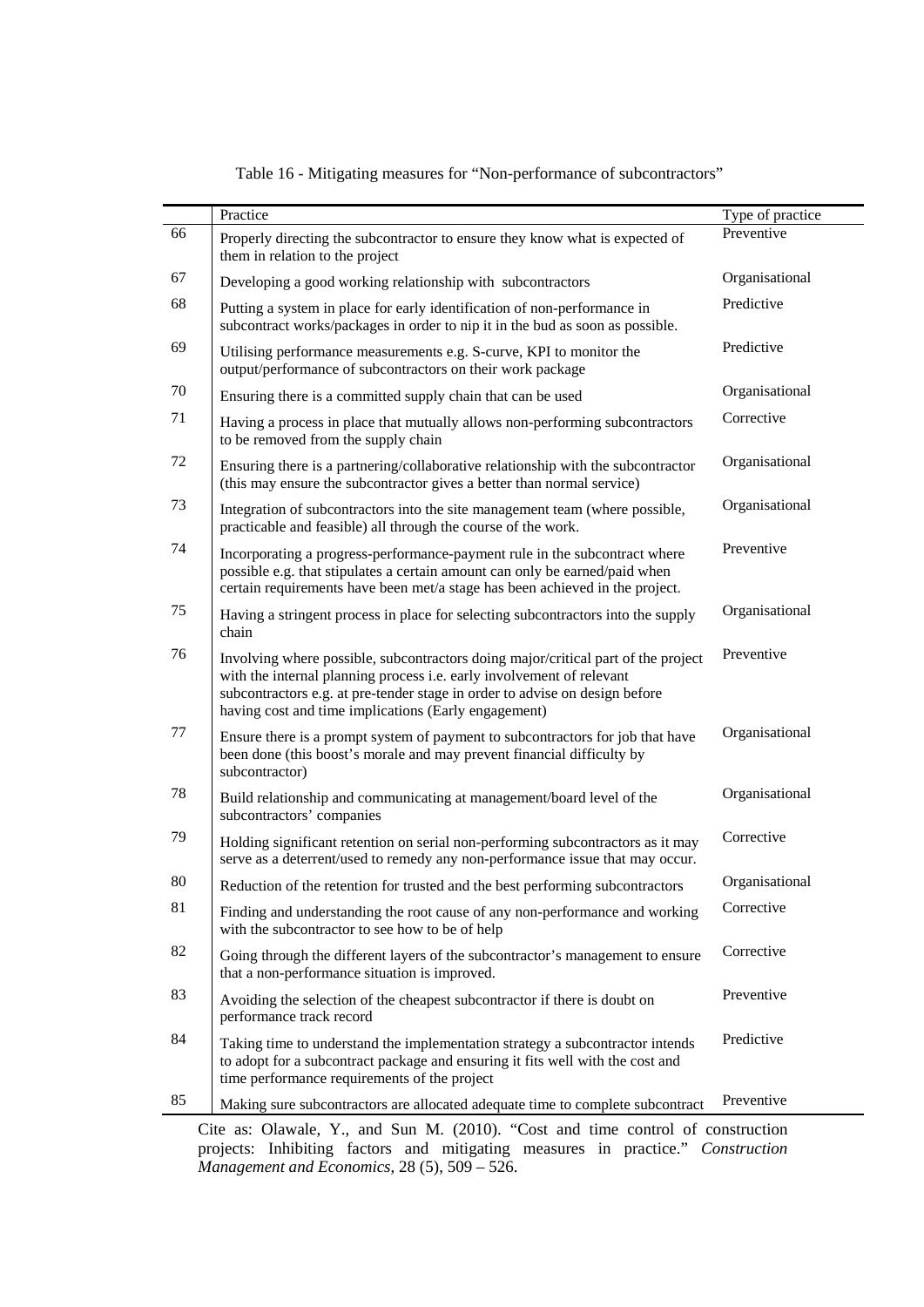Table 16 - Mitigating measures for "Non-performance of subcontractors"

| | Practice | Type of practice |
|---|---|---|
| 66 | Properly directing the subcontractor to ensure they know what is expected of them in relation to the project | Preventive |
| 67 | Developing a good working relationship with subcontractors | Organisational |
| 68 | Putting a system in place for early identification of non-performance in subcontract works/packages in order to nip it in the bud as soon as possible. | Predictive |
| 69 | Utilising performance measurements e.g. S-curve, KPI to monitor the output/performance of subcontractors on their work package | Predictive |
| 70 | Ensuring there is a committed supply chain that can be used | Organisational |
| 71 | Having a process in place that mutually allows non-performing subcontractors to be removed from the supply chain | Corrective |
| 72 | Ensuring there is a partnering/collaborative relationship with the subcontractor (this may ensure the subcontractor gives a better than normal service) | Organisational |
| 73 | Integration of subcontractors into the site management team (where possible, practicable and feasible) all through the course of the work. | Organisational |
| 74 | Incorporating a progress-performance-payment rule in the subcontract where possible e.g. that stipulates a certain amount can only be earned/paid when certain requirements have been met/a stage has been achieved in the project. | Preventive |
| 75 | Having a stringent process in place for selecting subcontractors into the supply chain | Organisational |
| 76 | Involving where possible, subcontractors doing major/critical part of the project with the internal planning process i.e. early involvement of relevant subcontractors e.g. at pre-tender stage in order to advise on design before having cost and time implications (Early engagement) | Preventive |
| 77 | Ensure there is a prompt system of payment to subcontractors for job that have been done (this boost's morale and may prevent financial difficulty by subcontractor) | Organisational |
| 78 | Build relationship and communicating at management/board level of the subcontractors' companies | Organisational |
| 79 | Holding significant retention on serial non-performing subcontractors as it may serve as a deterrent/used to remedy any non-performance issue that may occur. | Corrective |
| 80 | Reduction of the retention for trusted and the best performing subcontractors | Organisational |
| 81 | Finding and understanding the root cause of any non-performance and working with the subcontractor to see how to be of help | Corrective |
| 82 | Going through the different layers of the subcontractor's management to ensure that a non-performance situation is improved. | Corrective |
| 83 | Avoiding the selection of the cheapest subcontractor if there is doubt on performance track record | Preventive |
| 84 | Taking time to understand the implementation strategy a subcontractor intends to adopt for a subcontract package and ensuring it fits well with the cost and time performance requirements of the project | Predictive |
| 85 | Making sure subcontractors are allocated adequate time to complete subcontract | Preventive |

Cite as: Olawale, Y., and Sun M. (2010). "Cost and time control of construction projects: Inhibiting factors and mitigating measures in practice." *Construction Management and Economics*, 28 (5), 509 – 526.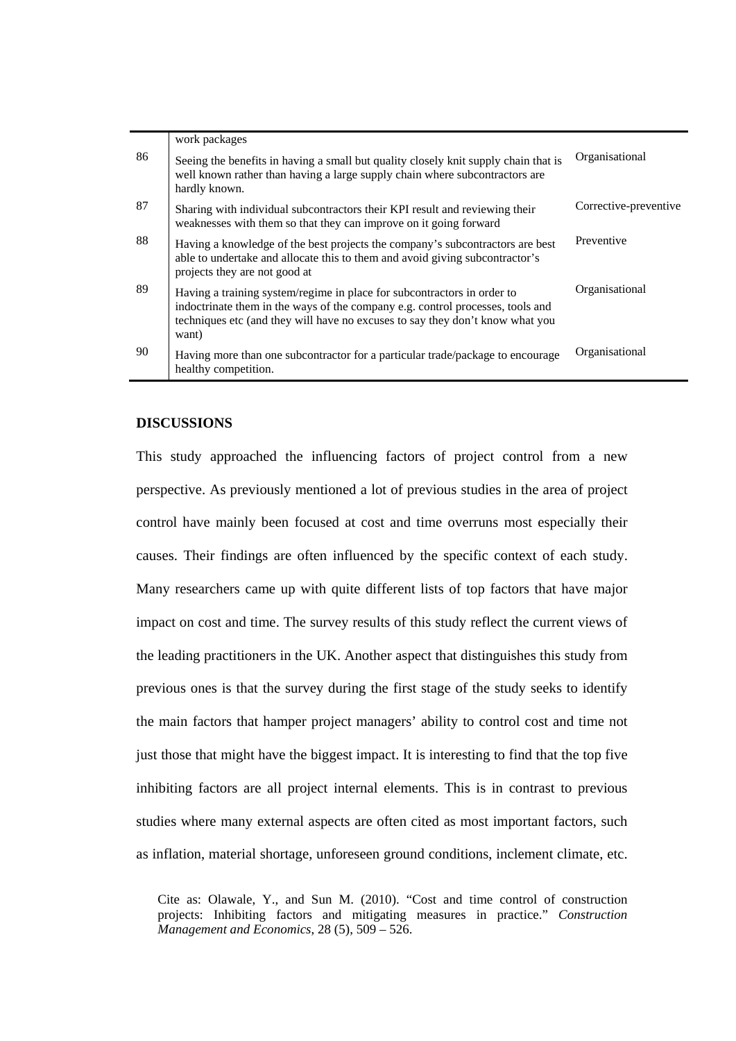| | | |
|---|---|---|
| | work packages | |
| 86 | Seeing the benefits in having a small but quality closely knit supply chain that is well known rather than having a large supply chain where subcontractors are hardly known. | Organisational |
| 87 | Sharing with individual subcontractors their KPI result and reviewing their weaknesses with them so that they can improve on it going forward | Corrective-preventive |
| 88 | Having a knowledge of the best projects the company's subcontractors are best able to undertake and allocate this to them and avoid giving subcontractor's projects they are not good at | Preventive |
| 89 | Having a training system/regime in place for subcontractors in order to indoctrinate them in the ways of the company e.g. control processes, tools and techniques etc (and they will have no excuses to say they don't know what you want) | Organisational |
| 90 | Having more than one subcontractor for a particular trade/package to encourage healthy competition. | Organisational |

## DISCUSSIONS

This study approached the influencing factors of project control from a new perspective. As previously mentioned a lot of previous studies in the area of project control have mainly been focused at cost and time overruns most especially their causes. Their findings are often influenced by the specific context of each study. Many researchers came up with quite different lists of top factors that have major impact on cost and time. The survey results of this study reflect the current views of the leading practitioners in the UK. Another aspect that distinguishes this study from previous ones is that the survey during the first stage of the study seeks to identify the main factors that hamper project managers' ability to control cost and time not just those that might have the biggest impact. It is interesting to find that the top five inhibiting factors are all project internal elements. This is in contrast to previous studies where many external aspects are often cited as most important factors, such as inflation, material shortage, unforeseen ground conditions, inclement climate, etc.

Cite as: Olawale, Y., and Sun M. (2010). "Cost and time control of construction projects: Inhibiting factors and mitigating measures in practice." *Construction Management and Economics*, 28 (5), 509 – 526.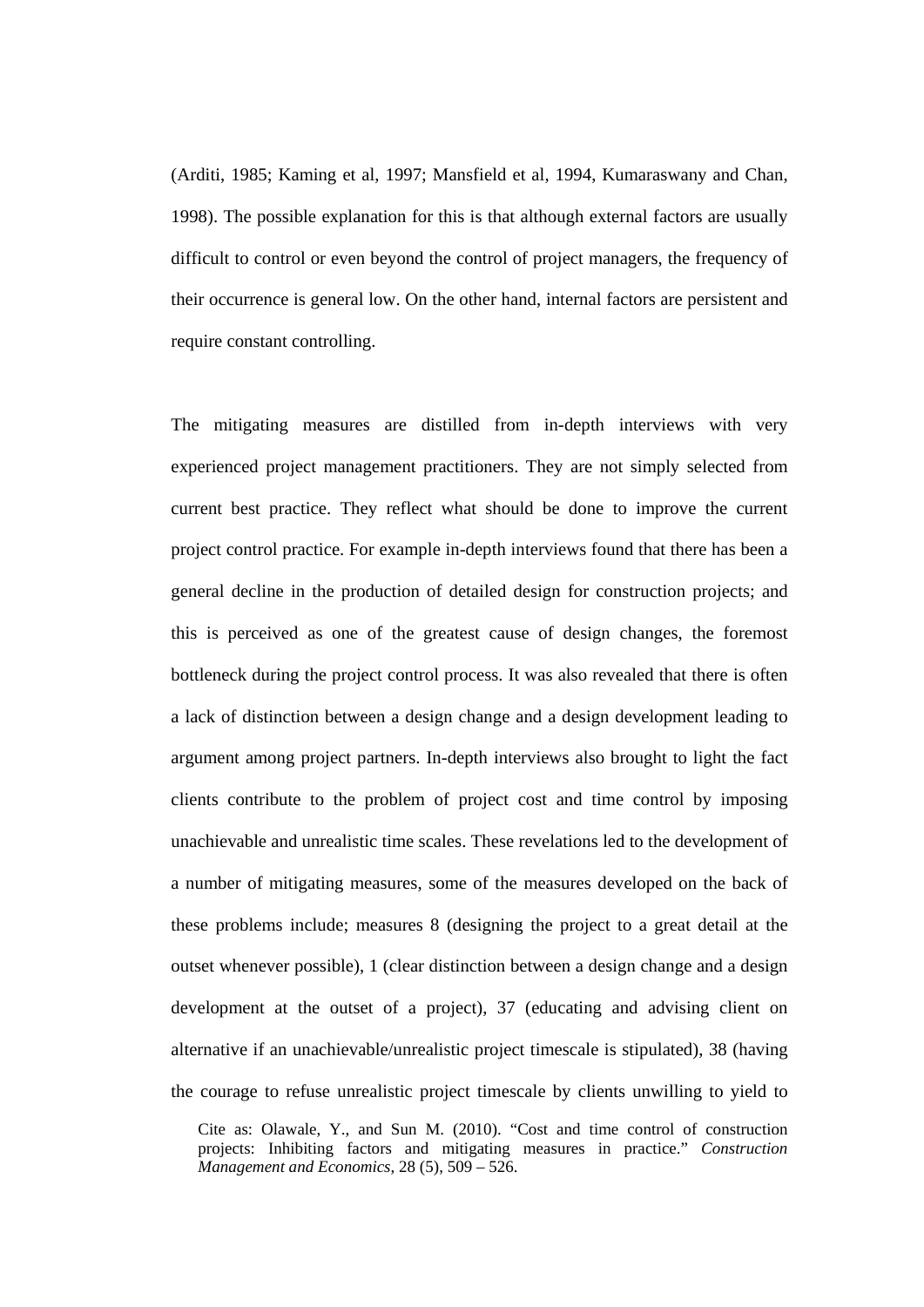(Arditi, 1985; Kaming et al, 1997; Mansfield et al, 1994, Kumaraswany and Chan, 1998). The possible explanation for this is that although external factors are usually difficult to control or even beyond the control of project managers, the frequency of their occurrence is general low. On the other hand, internal factors are persistent and require constant controlling.

The mitigating measures are distilled from in-depth interviews with very experienced project management practitioners. They are not simply selected from current best practice. They reflect what should be done to improve the current project control practice. For example in-depth interviews found that there has been a general decline in the production of detailed design for construction projects; and this is perceived as one of the greatest cause of design changes, the foremost bottleneck during the project control process. It was also revealed that there is often a lack of distinction between a design change and a design development leading to argument among project partners. In-depth interviews also brought to light the fact clients contribute to the problem of project cost and time control by imposing unachievable and unrealistic time scales. These revelations led to the development of a number of mitigating measures, some of the measures developed on the back of these problems include; measures 8 (designing the project to a great detail at the outset whenever possible), 1 (clear distinction between a design change and a design development at the outset of a project), 37 (educating and advising client on alternative if an unachievable/unrealistic project timescale is stipulated), 38 (having the courage to refuse unrealistic project timescale by clients unwilling to yield to

Cite as: Olawale, Y., and Sun M. (2010). "Cost and time control of construction projects: Inhibiting factors and mitigating measures in practice." *Construction Management and Economics*, 28 (5), 509 – 526.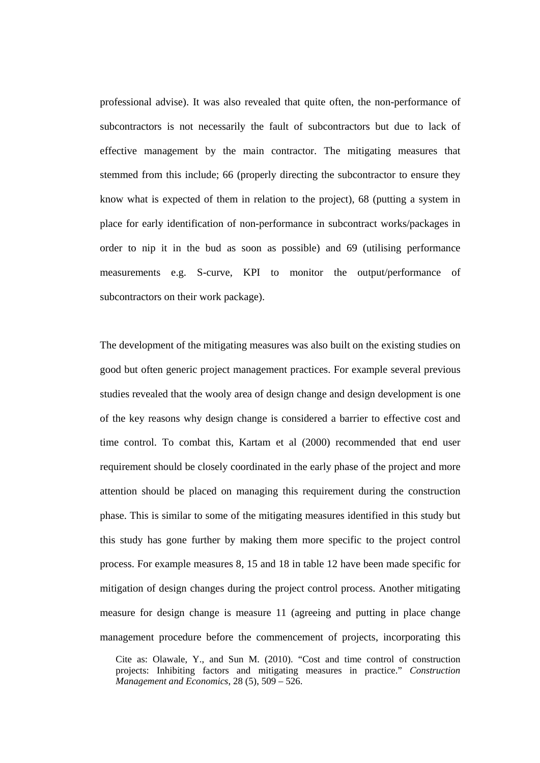professional advise). It was also revealed that quite often, the non-performance of subcontractors is not necessarily the fault of subcontractors but due to lack of effective management by the main contractor. The mitigating measures that stemmed from this include; 66 (properly directing the subcontractor to ensure they know what is expected of them in relation to the project), 68 (putting a system in place for early identification of non-performance in subcontract works/packages in order to nip it in the bud as soon as possible) and 69 (utilising performance measurements e.g. S-curve, KPI to monitor the output/performance of subcontractors on their work package).

The development of the mitigating measures was also built on the existing studies on good but often generic project management practices. For example several previous studies revealed that the wooly area of design change and design development is one of the key reasons why design change is considered a barrier to effective cost and time control. To combat this, Kartam et al (2000) recommended that end user requirement should be closely coordinated in the early phase of the project and more attention should be placed on managing this requirement during the construction phase. This is similar to some of the mitigating measures identified in this study but this study has gone further by making them more specific to the project control process. For example measures 8, 15 and 18 in table 12 have been made specific for mitigation of design changes during the project control process. Another mitigating measure for design change is measure 11 (agreeing and putting in place change management procedure before the commencement of projects, incorporating this

Cite as: Olawale, Y., and Sun M. (2010). "Cost and time control of construction projects: Inhibiting factors and mitigating measures in practice." *Construction Management and Economics*, 28 (5), 509 – 526.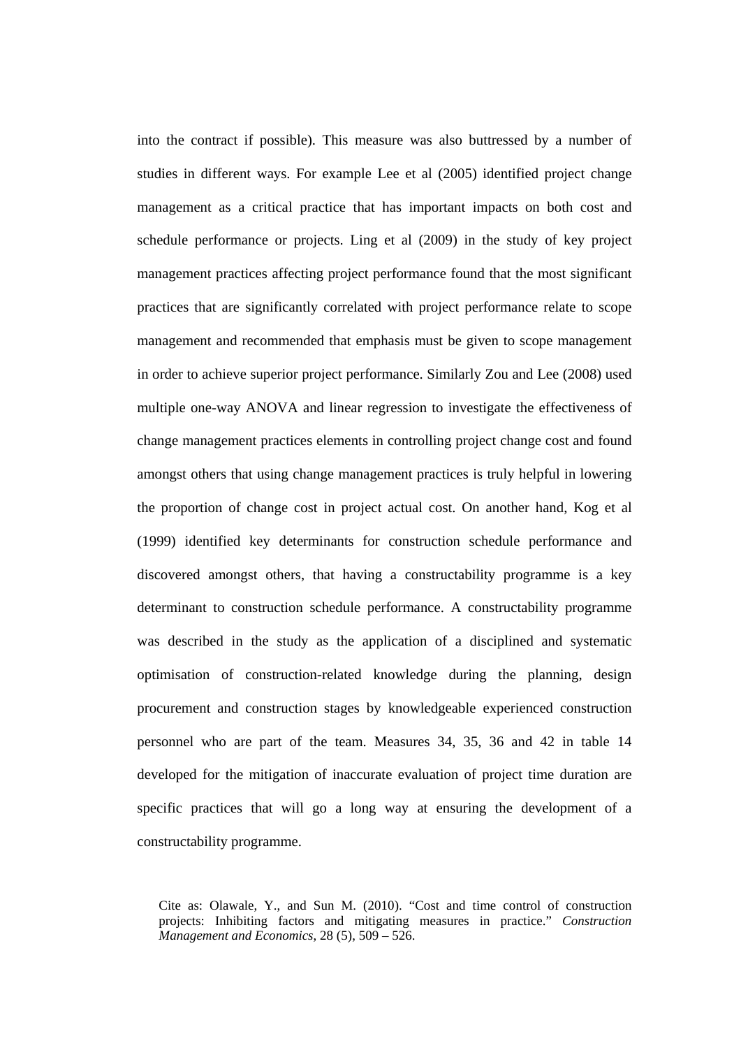into the contract if possible). This measure was also buttressed by a number of studies in different ways. For example Lee et al (2005) identified project change management as a critical practice that has important impacts on both cost and schedule performance or projects. Ling et al (2009) in the study of key project management practices affecting project performance found that the most significant practices that are significantly correlated with project performance relate to scope management and recommended that emphasis must be given to scope management in order to achieve superior project performance. Similarly Zou and Lee (2008) used multiple one-way ANOVA and linear regression to investigate the effectiveness of change management practices elements in controlling project change cost and found amongst others that using change management practices is truly helpful in lowering the proportion of change cost in project actual cost. On another hand, Kog et al (1999) identified key determinants for construction schedule performance and discovered amongst others, that having a constructability programme is a key determinant to construction schedule performance. A constructability programme was described in the study as the application of a disciplined and systematic optimisation of construction-related knowledge during the planning, design procurement and construction stages by knowledgeable experienced construction personnel who are part of the team. Measures 34, 35, 36 and 42 in table 14 developed for the mitigation of inaccurate evaluation of project time duration are specific practices that will go a long way at ensuring the development of a constructability programme.

Cite as: Olawale, Y., and Sun M. (2010). "Cost and time control of construction projects: Inhibiting factors and mitigating measures in practice." *Construction Management and Economics*, 28 (5), 509 – 526.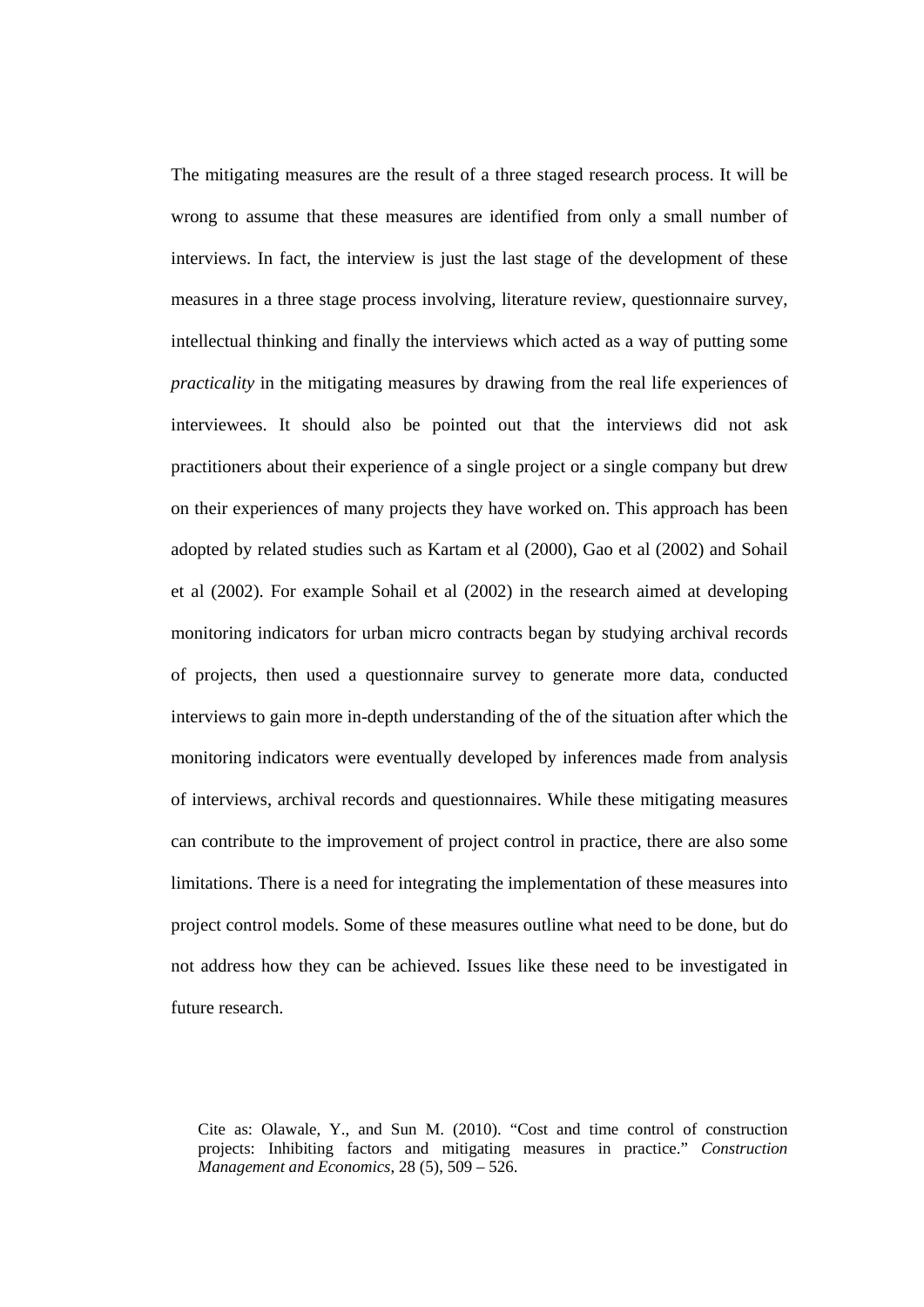The mitigating measures are the result of a three staged research process. It will be wrong to assume that these measures are identified from only a small number of interviews. In fact, the interview is just the last stage of the development of these measures in a three stage process involving, literature review, questionnaire survey, intellectual thinking and finally the interviews which acted as a way of putting some *practicality* in the mitigating measures by drawing from the real life experiences of interviewees. It should also be pointed out that the interviews did not ask practitioners about their experience of a single project or a single company but drew on their experiences of many projects they have worked on. This approach has been adopted by related studies such as Kartam et al (2000), Gao et al (2002) and Sohail et al (2002). For example Sohail et al (2002) in the research aimed at developing monitoring indicators for urban micro contracts began by studying archival records of projects, then used a questionnaire survey to generate more data, conducted interviews to gain more in-depth understanding of the of the situation after which the monitoring indicators were eventually developed by inferences made from analysis of interviews, archival records and questionnaires. While these mitigating measures can contribute to the improvement of project control in practice, there are also some limitations. There is a need for integrating the implementation of these measures into project control models. Some of these measures outline what need to be done, but do not address how they can be achieved. Issues like these need to be investigated in future research.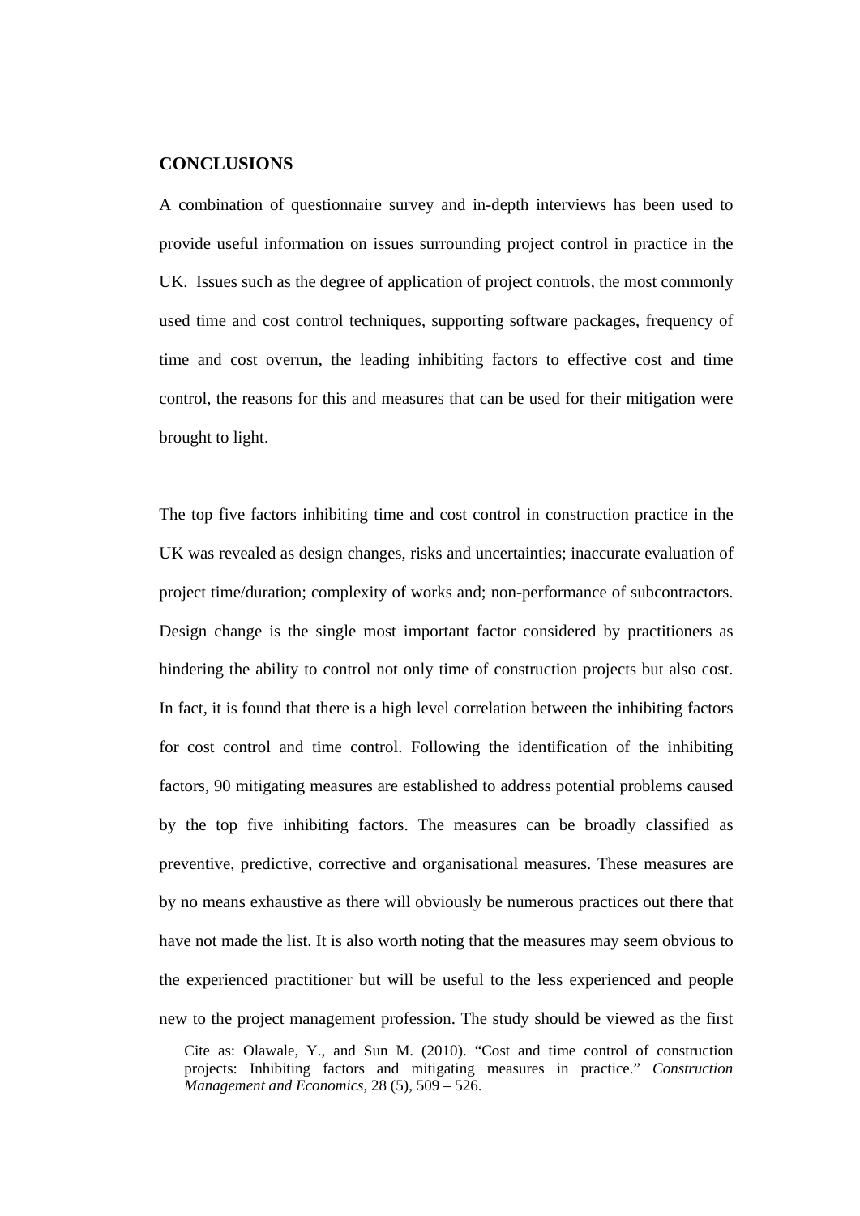**CONCLUSIONS**

A combination of questionnaire survey and in-depth interviews has been used to provide useful information on issues surrounding project control in practice in the UK. Issues such as the degree of application of project controls, the most commonly used time and cost control techniques, supporting software packages, frequency of time and cost overrun, the leading inhibiting factors to effective cost and time control, the reasons for this and measures that can be used for their mitigation were brought to light.

The top five factors inhibiting time and cost control in construction practice in the UK was revealed as design changes, risks and uncertainties; inaccurate evaluation of project time/duration; complexity of works and; non-performance of subcontractors. Design change is the single most important factor considered by practitioners as hindering the ability to control not only time of construction projects but also cost. In fact, it is found that there is a high level correlation between the inhibiting factors for cost control and time control. Following the identification of the inhibiting factors, 90 mitigating measures are established to address potential problems caused by the top five inhibiting factors. The measures can be broadly classified as preventive, predictive, corrective and organisational measures. These measures are by no means exhaustive as there will obviously be numerous practices out there that have not made the list. It is also worth noting that the measures may seem obvious to the experienced practitioner but will be useful to the less experienced and people new to the project management profession. The study should be viewed as the first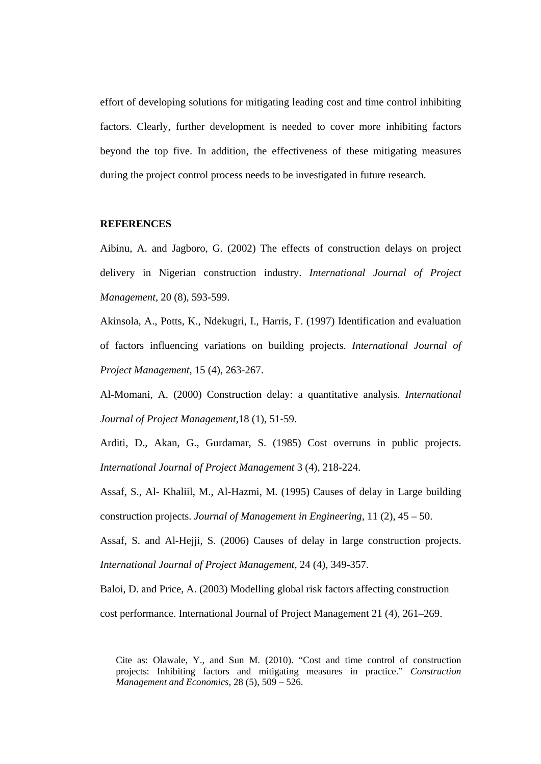effort of developing solutions for mitigating leading cost and time control inhibiting factors. Clearly, further development is needed to cover more inhibiting factors beyond the top five. In addition, the effectiveness of these mitigating measures during the project control process needs to be investigated in future research.

**REFERENCES**

Aibinu, A. and Jagboro, G. (2002) The effects of construction delays on project delivery in Nigerian construction industry. *International Journal of Project Management*, 20 (8), 593-599.

Akinsola, A., Potts, K., Ndekugri, I., Harris, F. (1997) Identification and evaluation of factors influencing variations on building projects. *International Journal of Project Management*, 15 (4), 263-267.

Al-Momani, A. (2000) Construction delay: a quantitative analysis. *International Journal of Project Management*,18 (1), 51-59.

Arditi, D., Akan, G., Gurdamar, S. (1985) Cost overruns in public projects. *International Journal of Project Management* 3 (4), 218-224.

Assaf, S., Al- Khaliil, M., Al-Hazmi, M. (1995) Causes of delay in Large building construction projects. *Journal of Management in Engineering*, 11 (2), 45 – 50.

Assaf, S. and Al-Hejji, S. (2006) Causes of delay in large construction projects. *International Journal of Project Management*, 24 (4), 349-357.

Baloi, D. and Price, A. (2003) Modelling global risk factors affecting construction cost performance. International Journal of Project Management 21 (4), 261–269.

Cite as: Olawale, Y., and Sun M. (2010). "Cost and time control of construction projects: Inhibiting factors and mitigating measures in practice." *Construction Management and Economics*, 28 (5), 509 – 526.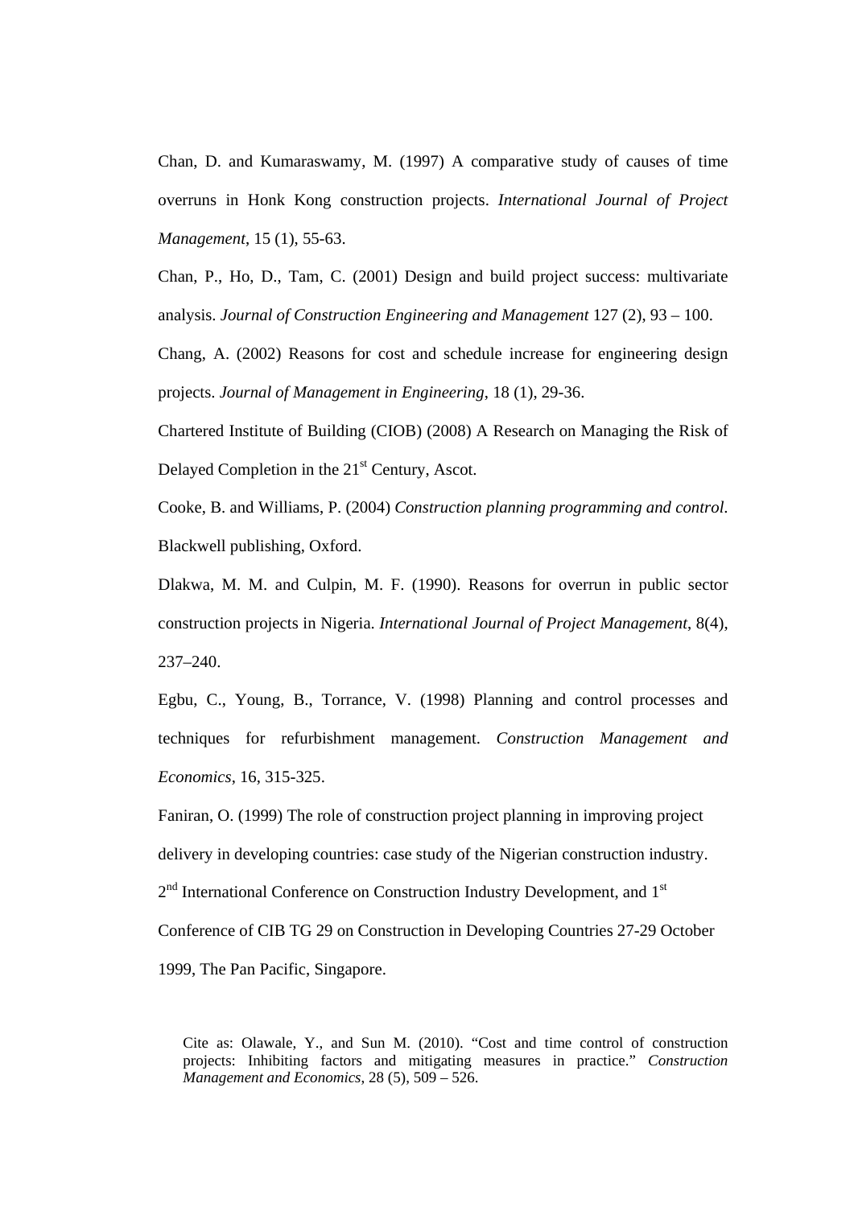Chan, D. and Kumaraswamy, M. (1997) A comparative study of causes of time overruns in Honk Kong construction projects. *International Journal of Project Management*, 15 (1), 55-63.

Chan, P., Ho, D., Tam, C. (2001) Design and build project success: multivariate analysis. *Journal of Construction Engineering and Management* 127 (2), 93 – 100.

Chang, A. (2002) Reasons for cost and schedule increase for engineering design projects. *Journal of Management in Engineering*, 18 (1), 29-36.

Chartered Institute of Building (CIOB) (2008) A Research on Managing the Risk of Delayed Completion in the 21st Century, Ascot.

Cooke, B. and Williams, P. (2004) *Construction planning programming and control*. Blackwell publishing, Oxford.

Dlakwa, M. M. and Culpin, M. F. (1990). Reasons for overrun in public sector construction projects in Nigeria. *International Journal of Project Management*, 8(4), 237–240.

Egbu, C., Young, B., Torrance, V. (1998) Planning and control processes and techniques for refurbishment management. *Construction Management and Economics*, 16, 315-325.

Faniran, O. (1999) The role of construction project planning in improving project delivery in developing countries: case study of the Nigerian construction industry. 2nd International Conference on Construction Industry Development, and 1st Conference of CIB TG 29 on Construction in Developing Countries 27-29 October 1999, The Pan Pacific, Singapore.

Cite as: Olawale, Y., and Sun M. (2010). "Cost and time control of construction projects: Inhibiting factors and mitigating measures in practice." *Construction Management and Economics*, 28 (5), 509 – 526.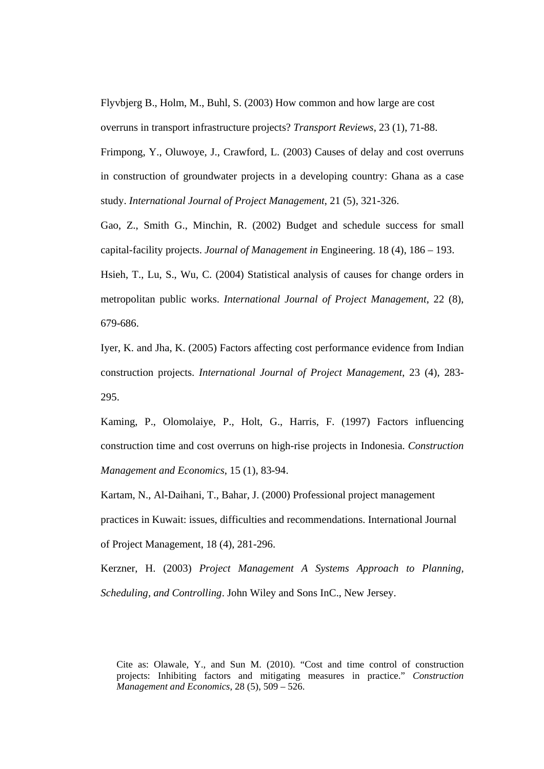Flyvbjerg B., Holm, M., Buhl, S. (2003) How common and how large are cost overruns in transport infrastructure projects? *Transport Reviews*, 23 (1), 71-88.

Frimpong, Y., Oluwoye, J., Crawford, L. (2003) Causes of delay and cost overruns in construction of groundwater projects in a developing country: Ghana as a case study. *International Journal of Project Management*, 21 (5), 321-326.

Gao, Z., Smith G., Minchin, R. (2002) Budget and schedule success for small capital-facility projects. *Journal of Management in* Engineering. 18 (4), 186 – 193.

Hsieh, T., Lu, S., Wu, C. (2004) Statistical analysis of causes for change orders in metropolitan public works. *International Journal of Project Management*, 22 (8), 679-686.

Iyer, K. and Jha, K. (2005) Factors affecting cost performance evidence from Indian construction projects. *International Journal of Project Management*, 23 (4), 283-295.

Kaming, P., Olomolaiye, P., Holt, G., Harris, F. (1997) Factors influencing construction time and cost overruns on high-rise projects in Indonesia. *Construction Management and Economics*, 15 (1), 83-94.

Kartam, N., Al-Daihani, T., Bahar, J. (2000) Professional project management practices in Kuwait: issues, difficulties and recommendations. International Journal of Project Management, 18 (4), 281-296.

Kerzner, H. (2003) *Project Management A Systems Approach to Planning, Scheduling, and Controlling*. John Wiley and Sons InC., New Jersey.

Cite as: Olawale, Y., and Sun M. (2010). "Cost and time control of construction projects: Inhibiting factors and mitigating measures in practice." *Construction Management and Economics*, 28 (5), 509 – 526.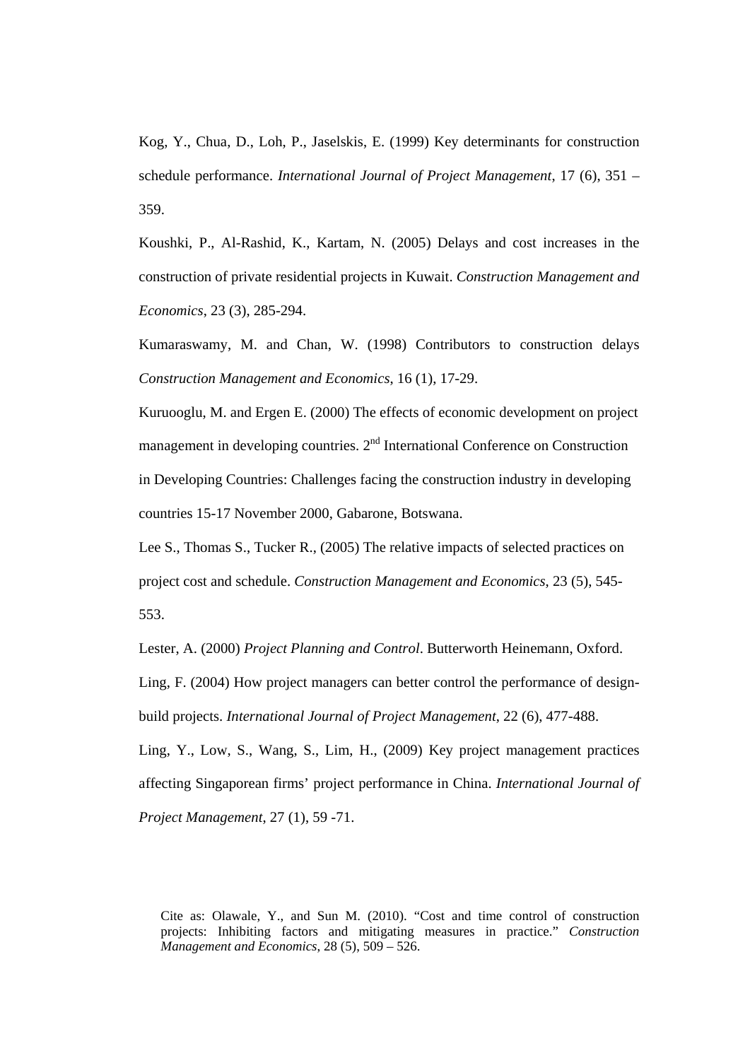Kog, Y., Chua, D., Loh, P., Jaselskis, E. (1999) Key determinants for construction schedule performance. *International Journal of Project Management*, 17 (6), 351 – 359.

Koushki, P., Al-Rashid, K., Kartam, N. (2005) Delays and cost increases in the construction of private residential projects in Kuwait. *Construction Management and Economics*, 23 (3), 285-294.

Kumaraswamy, M. and Chan, W. (1998) Contributors to construction delays *Construction Management and Economics*, 16 (1), 17-29.

Kuruooglu, M. and Ergen E. (2000) The effects of economic development on project management in developing countries. 2nd International Conference on Construction in Developing Countries: Challenges facing the construction industry in developing countries 15-17 November 2000, Gabarone, Botswana.

Lee S., Thomas S., Tucker R., (2005) The relative impacts of selected practices on project cost and schedule. *Construction Management and Economics*, 23 (5), 545-553.

Lester, A. (2000) *Project Planning and Control*. Butterworth Heinemann, Oxford.

Ling, F. (2004) How project managers can better control the performance of design-build projects. *International Journal of Project Management*, 22 (6), 477-488.

Ling, Y., Low, S., Wang, S., Lim, H., (2009) Key project management practices affecting Singaporean firms' project performance in China. *International Journal of Project Management*, 27 (1), 59 -71.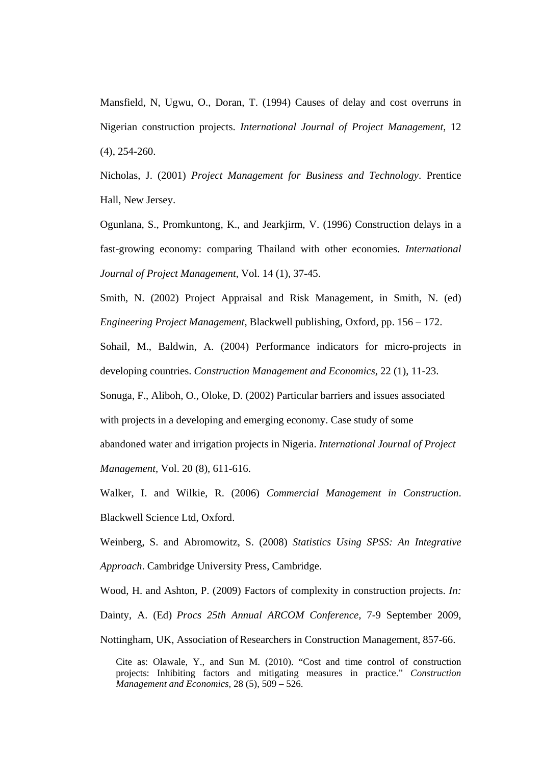Mansfield, N, Ugwu, O., Doran, T. (1994) Causes of delay and cost overruns in Nigerian construction projects. *International Journal of Project Management*, 12 (4), 254-260.

Nicholas, J. (2001) *Project Management for Business and Technology*. Prentice Hall, New Jersey.

Ogunlana, S., Promkuntong, K., and Jearkjirm, V. (1996) Construction delays in a fast-growing economy: comparing Thailand with other economies. *International Journal of Project Management*, Vol. 14 (1), 37-45.

Smith, N. (2002) Project Appraisal and Risk Management, in Smith, N. (ed) *Engineering Project Management*, Blackwell publishing, Oxford, pp. 156 – 172.

Sohail, M., Baldwin, A. (2004) Performance indicators for micro-projects in developing countries. *Construction Management and Economics*, 22 (1), 11-23.

Sonuga, F., Aliboh, O., Oloke, D. (2002) Particular barriers and issues associated with projects in a developing and emerging economy. Case study of some abandoned water and irrigation projects in Nigeria. *International Journal of Project Management,* Vol. 20 (8), 611-616.

Walker, I. and Wilkie, R. (2006) *Commercial Management in Construction*. Blackwell Science Ltd, Oxford.

Weinberg, S. and Abromowitz, S. (2008) *Statistics Using SPSS: An Integrative Approach*. Cambridge University Press, Cambridge.

Wood, H. and Ashton, P. (2009) Factors of complexity in construction projects. *In:* Dainty, A. (Ed) *Procs 25th Annual ARCOM Conference,* 7-9 September 2009, Nottingham, UK, Association of Researchers in Construction Management, 857-66.

Cite as: Olawale, Y., and Sun M. (2010). "Cost and time control of construction projects: Inhibiting factors and mitigating measures in practice." *Construction Management and Economics,* 28 (5), 509 – 526.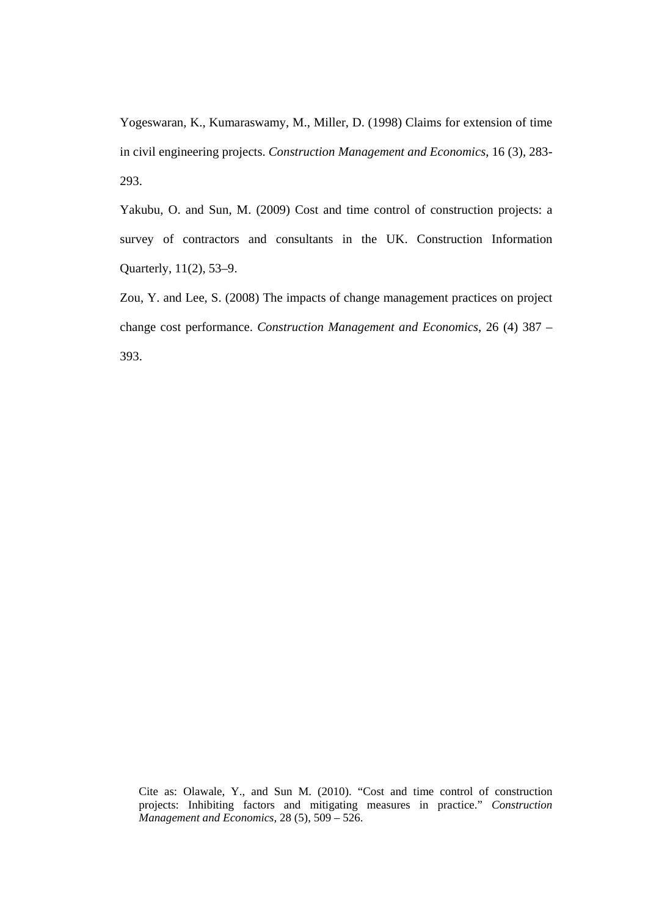Yogeswaran, K., Kumaraswamy, M., Miller, D. (1998) Claims for extension of time in civil engineering projects. *Construction Management and Economics*, 16 (3), 283-293.

Yakubu, O. and Sun, M. (2009) Cost and time control of construction projects: a survey of contractors and consultants in the UK. Construction Information Quarterly, 11(2), 53–9.

Zou, Y. and Lee, S. (2008) The impacts of change management practices on project change cost performance. *Construction Management and Economics*, 26 (4) 387 – 393.

Cite as: Olawale, Y., and Sun M. (2010). "Cost and time control of construction projects: Inhibiting factors and mitigating measures in practice." *Construction Management and Economics*, 28 (5), 509 – 526.